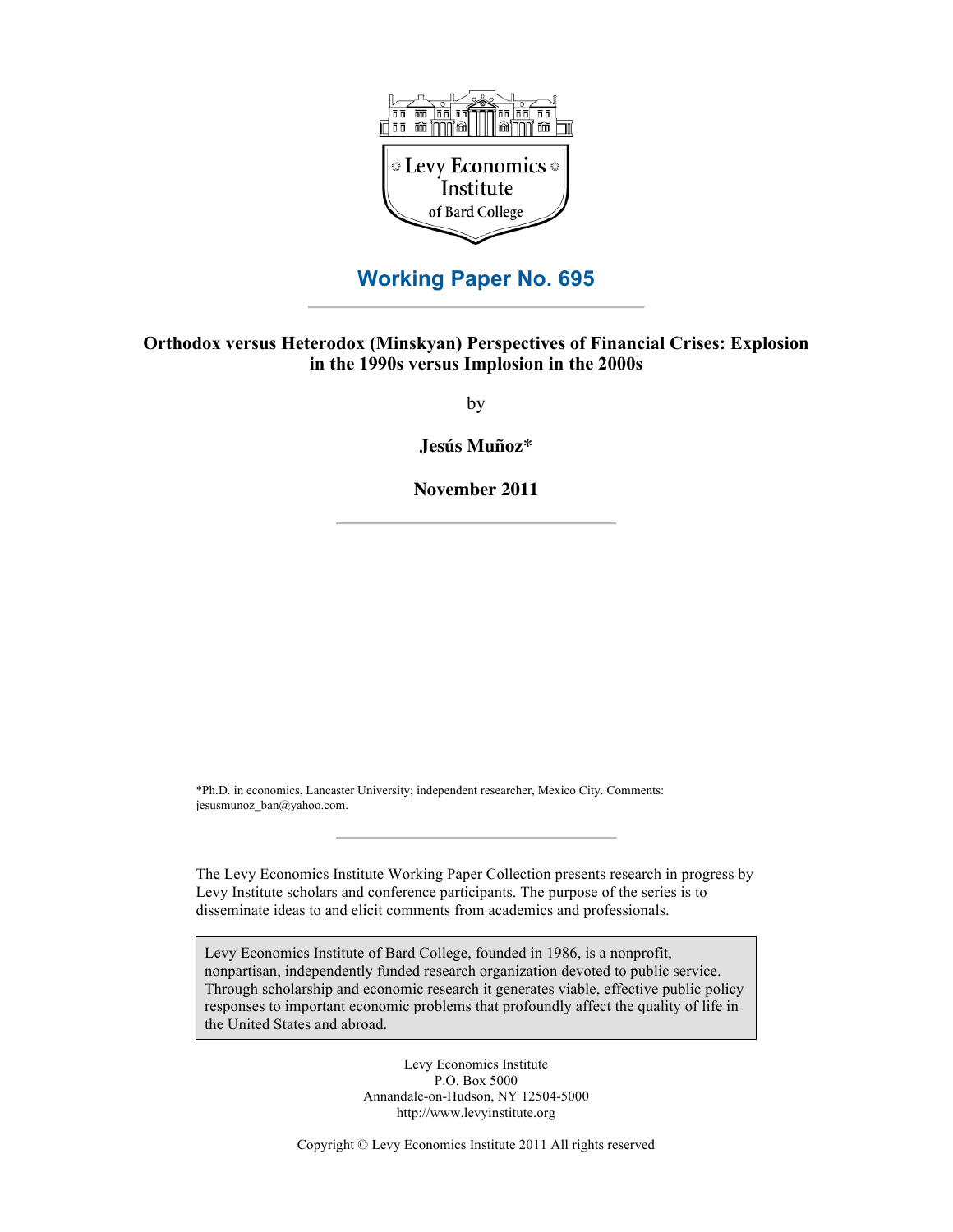Levy Economics Institute of Bard College

# Working Paper No. 695

## Orthodox versus Heterodox (Minskyan) Perspectives of Financial Crises: Explosion in the 1990s versus Implosion in the 2000s

by

**Jesús Muñoz***

**November 2011**

*Ph.D. in economics, Lancaster University; independent researcher, Mexico City. Comments: jesusmunoz_ban@yahoo.com.

The Levy Economics Institute Working Paper Collection presents research in progress by Levy Institute scholars and conference participants. The purpose of the series is to disseminate ideas to and elicit comments from academics and professionals.

Levy Economics Institute of Bard College, founded in 1986, is a nonprofit, nonpartisan, independently funded research organization devoted to public service. Through scholarship and economic research it generates viable, effective public policy responses to important economic problems that profoundly affect the quality of life in the United States and abroad.

Levy Economics Institute
P.O. Box 5000
Annandale-on-Hudson, NY 12504-5000
http://www.levyinstitute.org

Copyright © Levy Economics Institute 2011 All rights reserved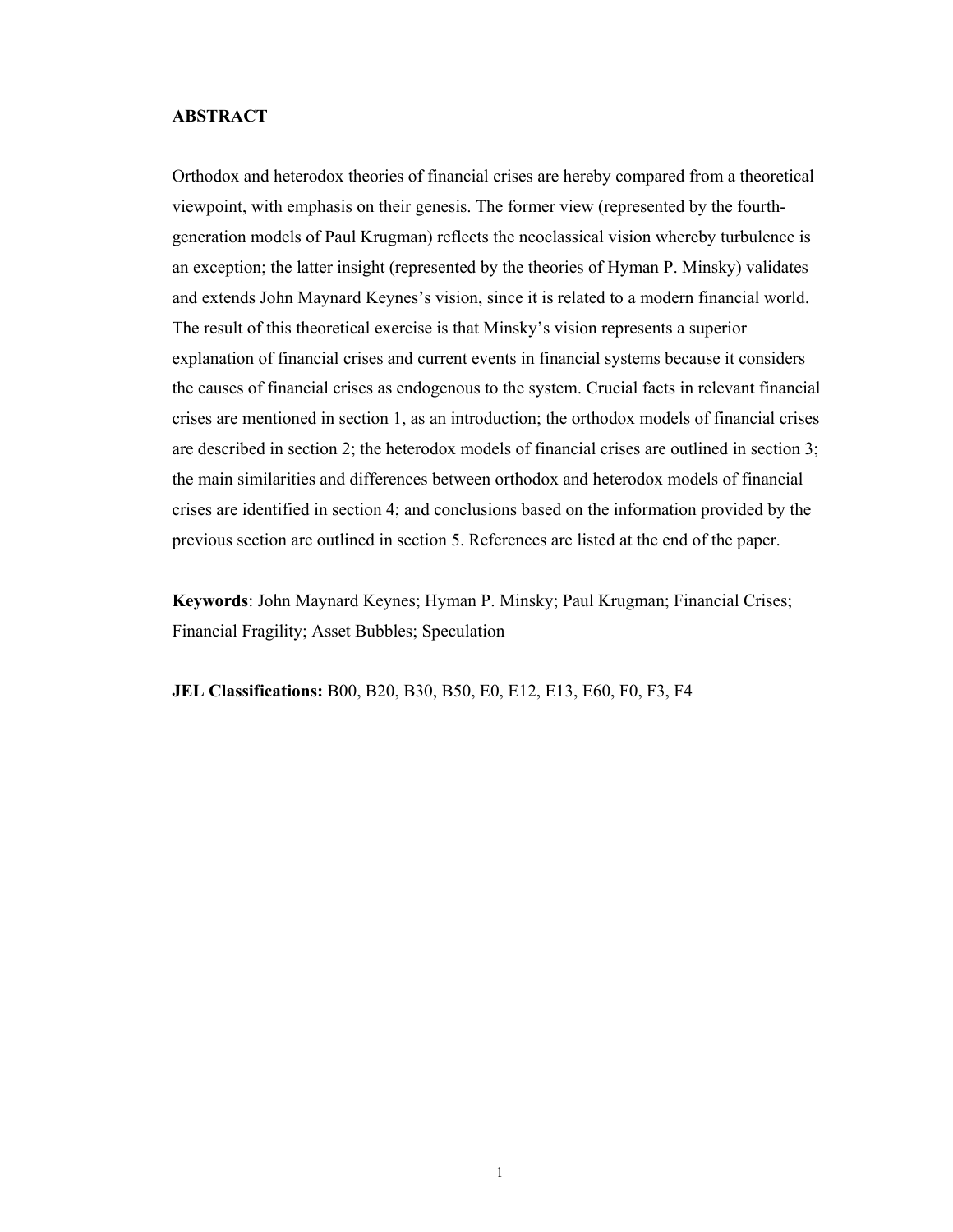**ABSTRACT**

Orthodox and heterodox theories of financial crises are hereby compared from a theoretical viewpoint, with emphasis on their genesis. The former view (represented by the fourth-generation models of Paul Krugman) reflects the neoclassical vision whereby turbulence is an exception; the latter insight (represented by the theories of Hyman P. Minsky) validates and extends John Maynard Keynes's vision, since it is related to a modern financial world. The result of this theoretical exercise is that Minsky's vision represents a superior explanation of financial crises and current events in financial systems because it considers the causes of financial crises as endogenous to the system. Crucial facts in relevant financial crises are mentioned in section 1, as an introduction; the orthodox models of financial crises are described in section 2; the heterodox models of financial crises are outlined in section 3; the main similarities and differences between orthodox and heterodox models of financial crises are identified in section 4; and conclusions based on the information provided by the previous section are outlined in section 5. References are listed at the end of the paper.

**Keywords**: John Maynard Keynes; Hyman P. Minsky; Paul Krugman; Financial Crises; Financial Fragility; Asset Bubbles; Speculation

**JEL Classifications:** B00, B20, B30, B50, E0, E12, E13, E60, F0, F3, F4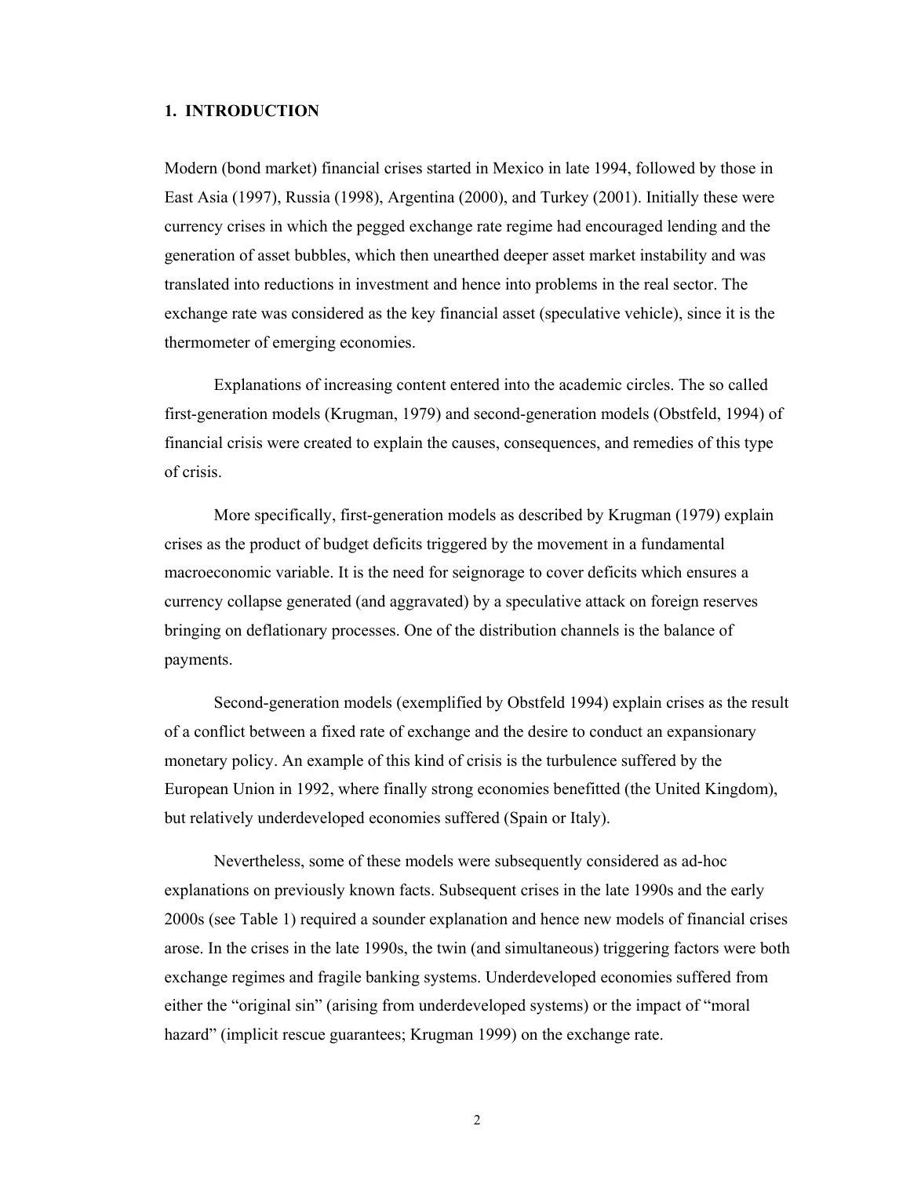## 1. INTRODUCTION

Modern (bond market) financial crises started in Mexico in late 1994, followed by those in East Asia (1997), Russia (1998), Argentina (2000), and Turkey (2001). Initially these were currency crises in which the pegged exchange rate regime had encouraged lending and the generation of asset bubbles, which then unearthed deeper asset market instability and was translated into reductions in investment and hence into problems in the real sector. The exchange rate was considered as the key financial asset (speculative vehicle), since it is the thermometer of emerging economies.

Explanations of increasing content entered into the academic circles. The so called first-generation models (Krugman, 1979) and second-generation models (Obstfeld, 1994) of financial crisis were created to explain the causes, consequences, and remedies of this type of crisis.

More specifically, first-generation models as described by Krugman (1979) explain crises as the product of budget deficits triggered by the movement in a fundamental macroeconomic variable. It is the need for seignorage to cover deficits which ensures a currency collapse generated (and aggravated) by a speculative attack on foreign reserves bringing on deflationary processes. One of the distribution channels is the balance of payments.

Second-generation models (exemplified by Obstfeld 1994) explain crises as the result of a conflict between a fixed rate of exchange and the desire to conduct an expansionary monetary policy. An example of this kind of crisis is the turbulence suffered by the European Union in 1992, where finally strong economies benefitted (the United Kingdom), but relatively underdeveloped economies suffered (Spain or Italy).

Nevertheless, some of these models were subsequently considered as ad-hoc explanations on previously known facts. Subsequent crises in the late 1990s and the early 2000s (see Table 1) required a sounder explanation and hence new models of financial crises arose. In the crises in the late 1990s, the twin (and simultaneous) triggering factors were both exchange regimes and fragile banking systems. Underdeveloped economies suffered from either the "original sin" (arising from underdeveloped systems) or the impact of "moral hazard" (implicit rescue guarantees; Krugman 1999) on the exchange rate.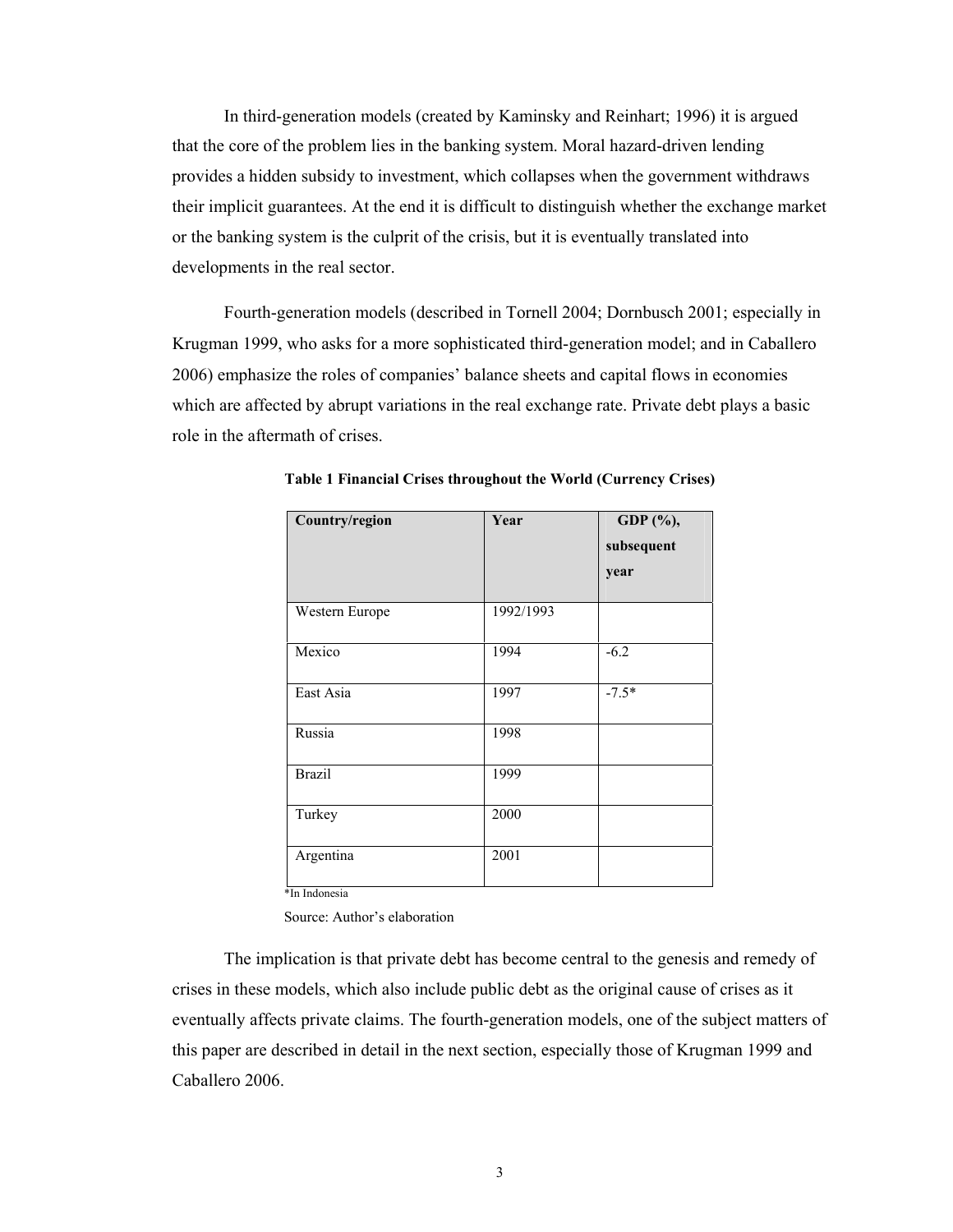In third-generation models (created by Kaminsky and Reinhart; 1996) it is argued that the core of the problem lies in the banking system. Moral hazard-driven lending provides a hidden subsidy to investment, which collapses when the government withdraws their implicit guarantees. At the end it is difficult to distinguish whether the exchange market or the banking system is the culprit of the crisis, but it is eventually translated into developments in the real sector.

Fourth-generation models (described in Tornell 2004; Dornbusch 2001; especially in Krugman 1999, who asks for a more sophisticated third-generation model; and in Caballero 2006) emphasize the roles of companies' balance sheets and capital flows in economies which are affected by abrupt variations in the real exchange rate. Private debt plays a basic role in the aftermath of crises.

**Table 1 Financial Crises throughout the World (Currency Crises)**

| Country/region | Year | GDP (%), subsequent year |
|---|---|---|
| Western Europe | 1992/1993 | |
| Mexico | 1994 | -6.2 |
| East Asia | 1997 | -7.5* |
| Russia | 1998 | |
| Brazil | 1999 | |
| Turkey | 2000 | |
| Argentina | 2001 | |

*In Indonesia

Source: Author's elaboration

The implication is that private debt has become central to the genesis and remedy of crises in these models, which also include public debt as the original cause of crises as it eventually affects private claims. The fourth-generation models, one of the subject matters of this paper are described in detail in the next section, especially those of Krugman 1999 and Caballero 2006.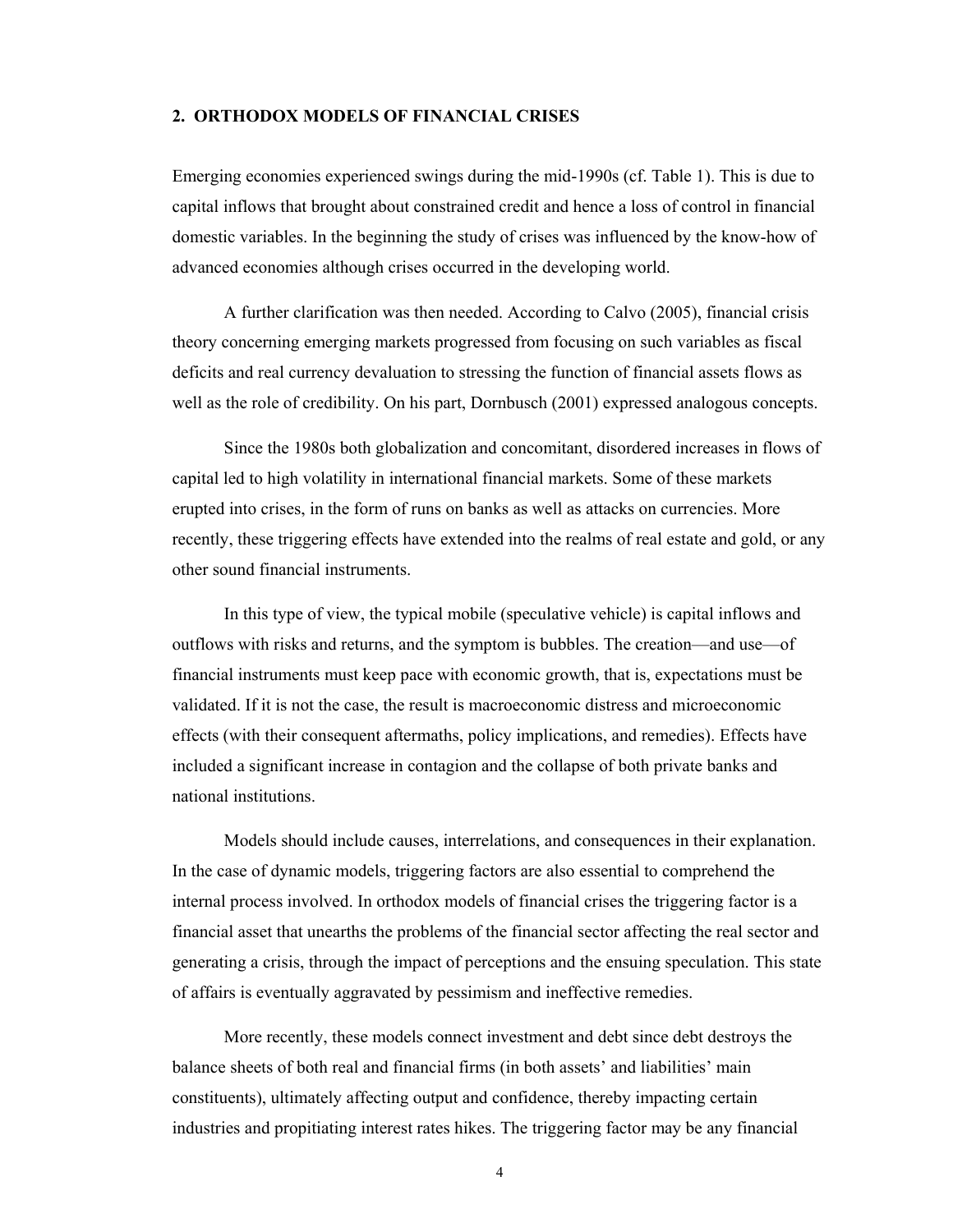## 2. ORTHODOX MODELS OF FINANCIAL CRISES

Emerging economies experienced swings during the mid-1990s (cf. Table 1). This is due to capital inflows that brought about constrained credit and hence a loss of control in financial domestic variables. In the beginning the study of crises was influenced by the know-how of advanced economies although crises occurred in the developing world.

A further clarification was then needed. According to Calvo (2005), financial crisis theory concerning emerging markets progressed from focusing on such variables as fiscal deficits and real currency devaluation to stressing the function of financial assets flows as well as the role of credibility. On his part, Dornbusch (2001) expressed analogous concepts.

Since the 1980s both globalization and concomitant, disordered increases in flows of capital led to high volatility in international financial markets. Some of these markets erupted into crises, in the form of runs on banks as well as attacks on currencies. More recently, these triggering effects have extended into the realms of real estate and gold, or any other sound financial instruments.

In this type of view, the typical mobile (speculative vehicle) is capital inflows and outflows with risks and returns, and the symptom is bubbles. The creation—and use—of financial instruments must keep pace with economic growth, that is, expectations must be validated. If it is not the case, the result is macroeconomic distress and microeconomic effects (with their consequent aftermaths, policy implications, and remedies). Effects have included a significant increase in contagion and the collapse of both private banks and national institutions.

Models should include causes, interrelations, and consequences in their explanation. In the case of dynamic models, triggering factors are also essential to comprehend the internal process involved. In orthodox models of financial crises the triggering factor is a financial asset that unearths the problems of the financial sector affecting the real sector and generating a crisis, through the impact of perceptions and the ensuing speculation. This state of affairs is eventually aggravated by pessimism and ineffective remedies.

More recently, these models connect investment and debt since debt destroys the balance sheets of both real and financial firms (in both assets' and liabilities' main constituents), ultimately affecting output and confidence, thereby impacting certain industries and propitiating interest rates hikes. The triggering factor may be any financial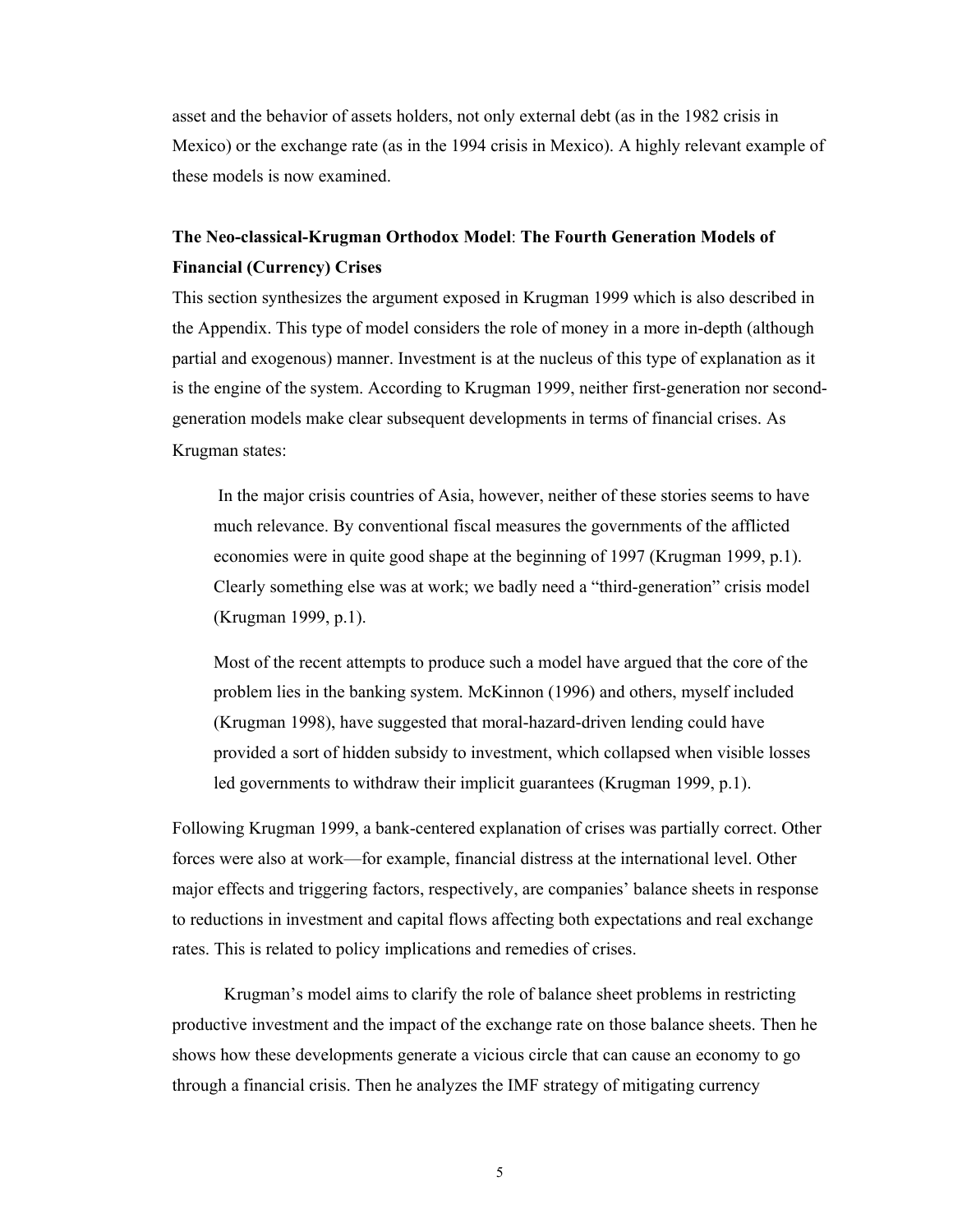asset and the behavior of assets holders, not only external debt (as in the 1982 crisis in Mexico) or the exchange rate (as in the 1994 crisis in Mexico). A highly relevant example of these models is now examined.

**The Neo-classical-Krugman Orthodox Model**: **The Fourth Generation Models of Financial (Currency) Crises**

This section synthesizes the argument exposed in Krugman 1999 which is also described in the Appendix. This type of model considers the role of money in a more in-depth (although partial and exogenous) manner. Investment is at the nucleus of this type of explanation as it is the engine of the system. According to Krugman 1999, neither first-generation nor second-generation models make clear subsequent developments in terms of financial crises. As Krugman states:

> In the major crisis countries of Asia, however, neither of these stories seems to have much relevance. By conventional fiscal measures the governments of the afflicted economies were in quite good shape at the beginning of 1997 (Krugman 1999, p.1). Clearly something else was at work; we badly need a "third-generation" crisis model (Krugman 1999, p.1).
>
> Most of the recent attempts to produce such a model have argued that the core of the problem lies in the banking system. McKinnon (1996) and others, myself included (Krugman 1998), have suggested that moral-hazard-driven lending could have provided a sort of hidden subsidy to investment, which collapsed when visible losses led governments to withdraw their implicit guarantees (Krugman 1999, p.1).

Following Krugman 1999, a bank-centered explanation of crises was partially correct. Other forces were also at work—for example, financial distress at the international level. Other major effects and triggering factors, respectively, are companies' balance sheets in response to reductions in investment and capital flows affecting both expectations and real exchange rates. This is related to policy implications and remedies of crises.

Krugman's model aims to clarify the role of balance sheet problems in restricting productive investment and the impact of the exchange rate on those balance sheets. Then he shows how these developments generate a vicious circle that can cause an economy to go through a financial crisis. Then he analyzes the IMF strategy of mitigating currency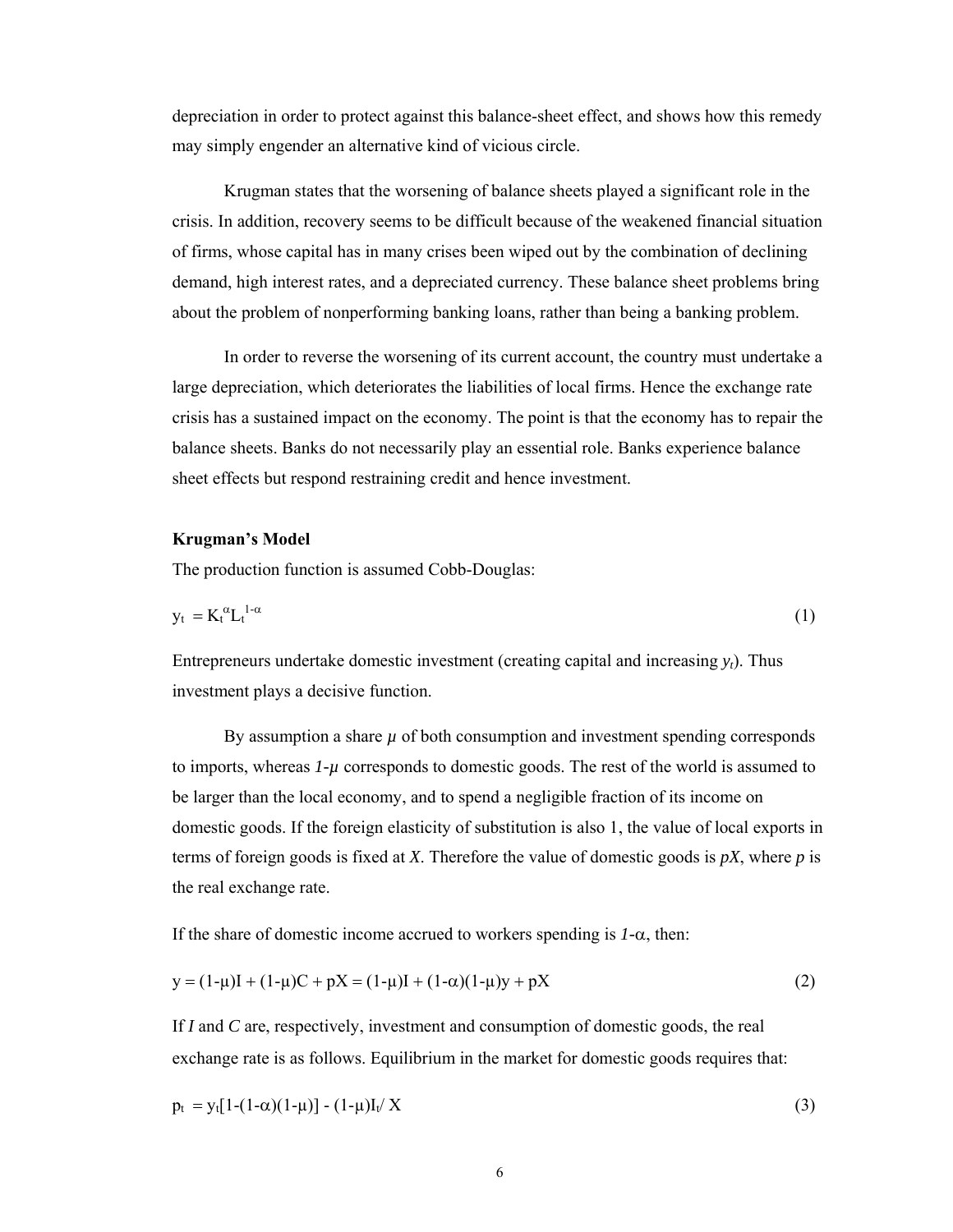depreciation in order to protect against this balance-sheet effect, and shows how this remedy may simply engender an alternative kind of vicious circle.

Krugman states that the worsening of balance sheets played a significant role in the crisis. In addition, recovery seems to be difficult because of the weakened financial situation of firms, whose capital has in many crises been wiped out by the combination of declining demand, high interest rates, and a depreciated currency. These balance sheet problems bring about the problem of nonperforming banking loans, rather than being a banking problem.

In order to reverse the worsening of its current account, the country must undertake a large depreciation, which deteriorates the liabilities of local firms. Hence the exchange rate crisis has a sustained impact on the economy. The point is that the economy has to repair the balance sheets. Banks do not necessarily play an essential role. Banks experience balance sheet effects but respond restraining credit and hence investment.

**Krugman's Model**

The production function is assumed Cobb-Douglas:

$$y_t = K_t^{\alpha} L_t^{1-\alpha} \tag{1}$$

Entrepreneurs undertake domestic investment (creating capital and increasing $y_t$). Thus investment plays a decisive function.

By assumption a share $\mu$ of both consumption and investment spending corresponds to imports, whereas $1\text{-}\mu$ corresponds to domestic goods. The rest of the world is assumed to be larger than the local economy, and to spend a negligible fraction of its income on domestic goods. If the foreign elasticity of substitution is also 1, the value of local exports in terms of foreign goods is fixed at $X$. Therefore the value of domestic goods is $pX$, where $p$ is the real exchange rate.

If the share of domestic income accrued to workers spending is $1\text{-}\alpha$, then:

$$y = (1-\mu)I + (1-\mu)C + pX = (1-\mu)I + (1-\alpha)(1-\mu)y + pX \tag{2}$$

If $I$ and $C$ are, respectively, investment and consumption of domestic goods, the real exchange rate is as follows. Equilibrium in the market for domestic goods requires that:

$$p_t = y_t[1-(1-\alpha)(1-\mu)] - (1-\mu)I_t / X \tag{3}$$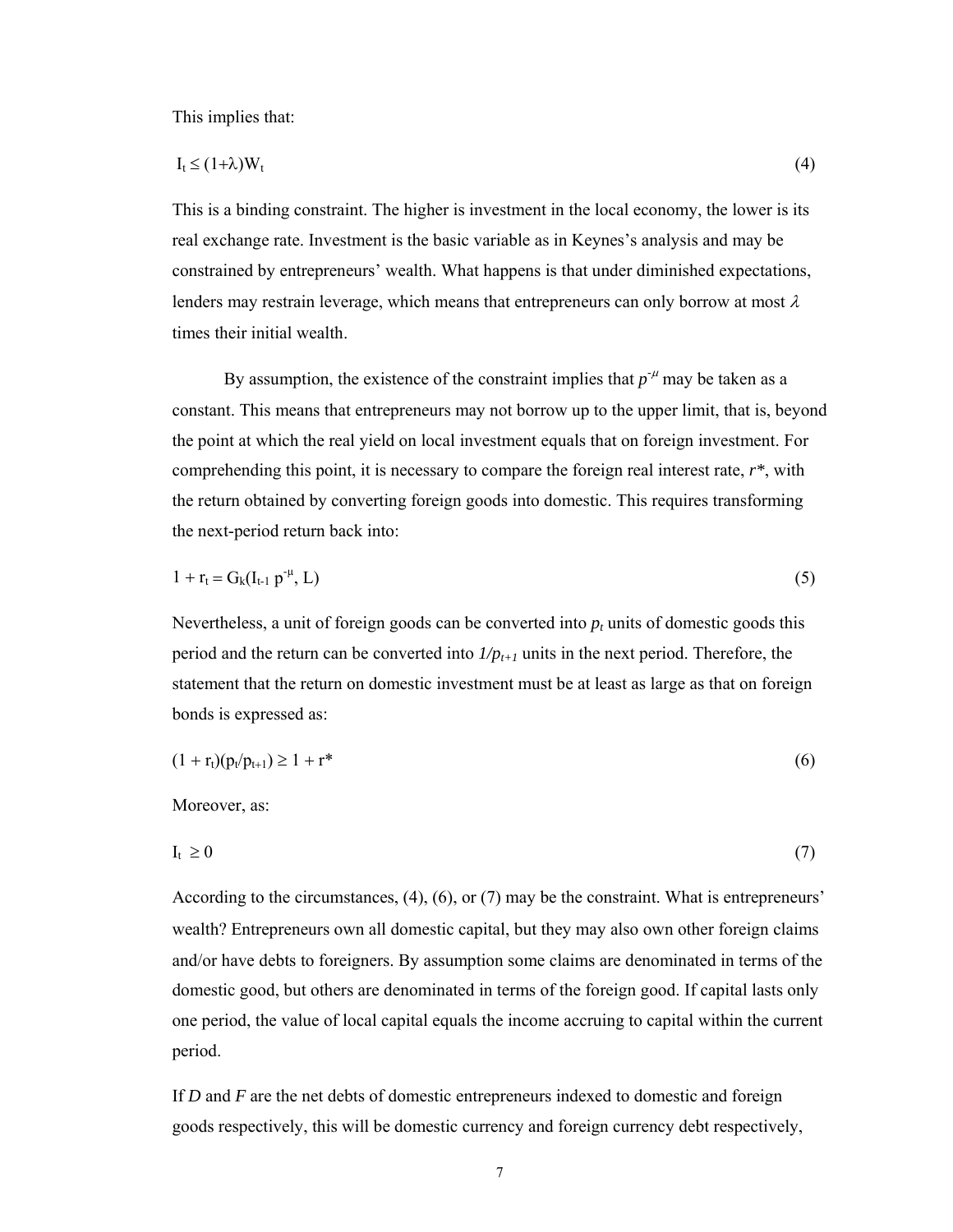This implies that:

$$I_t \leq (1+\lambda)W_t \tag{4}$$

This is a binding constraint. The higher is investment in the local economy, the lower is its real exchange rate. Investment is the basic variable as in Keynes's analysis and may be constrained by entrepreneurs' wealth. What happens is that under diminished expectations, lenders may restrain leverage, which means that entrepreneurs can only borrow at most $\lambda$ times their initial wealth.

By assumption, the existence of the constraint implies that $p^{-\mu}$ may be taken as a constant. This means that entrepreneurs may not borrow up to the upper limit, that is, beyond the point at which the real yield on local investment equals that on foreign investment. For comprehending this point, it is necessary to compare the foreign real interest rate, $r^*$, with the return obtained by converting foreign goods into domestic. This requires transforming the next-period return back into:

$$1 + r_t = G_k(I_{t-1}\, p^{-\mu}, L) \tag{5}$$

Nevertheless, a unit of foreign goods can be converted into $p_t$ units of domestic goods this period and the return can be converted into $1/p_{t+1}$ units in the next period. Therefore, the statement that the return on domestic investment must be at least as large as that on foreign bonds is expressed as:

$$(1 + r_t)(p_t/p_{t+1}) \geq 1 + r^* \tag{6}$$

Moreover, as:

$$I_t \geq 0 \tag{7}$$

According to the circumstances, (4), (6), or (7) may be the constraint. What is entrepreneurs' wealth? Entrepreneurs own all domestic capital, but they may also own other foreign claims and/or have debts to foreigners. By assumption some claims are denominated in terms of the domestic good, but others are denominated in terms of the foreign good. If capital lasts only one period, the value of local capital equals the income accruing to capital within the current period.

If *D* and *F* are the net debts of domestic entrepreneurs indexed to domestic and foreign goods respectively, this will be domestic currency and foreign currency debt respectively,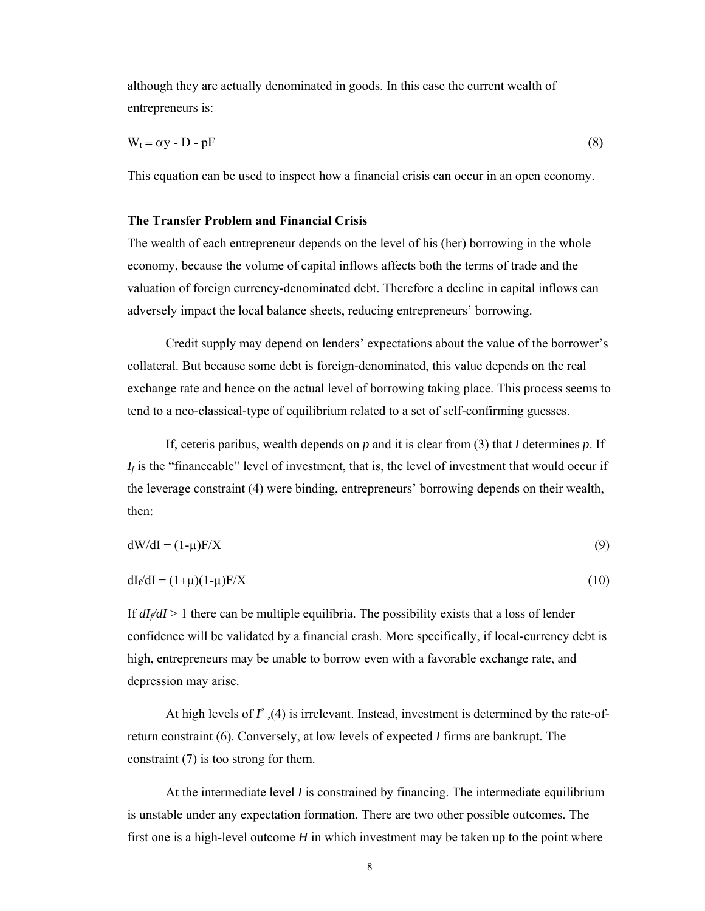although they are actually denominated in goods. In this case the current wealth of entrepreneurs is:

$$W_t = \alpha y - D - pF \tag{8}$$

This equation can be used to inspect how a financial crisis can occur in an open economy.

**The Transfer Problem and Financial Crisis**

The wealth of each entrepreneur depends on the level of his (her) borrowing in the whole economy, because the volume of capital inflows affects both the terms of trade and the valuation of foreign currency-denominated debt. Therefore a decline in capital inflows can adversely impact the local balance sheets, reducing entrepreneurs' borrowing.

Credit supply may depend on lenders' expectations about the value of the borrower's collateral. But because some debt is foreign-denominated, this value depends on the real exchange rate and hence on the actual level of borrowing taking place. This process seems to tend to a neo-classical-type of equilibrium related to a set of self-confirming guesses.

If, ceteris paribus, wealth depends on *p* and it is clear from (3) that *I* determines *p*. If $I_f$ is the "financeable" level of investment, that is, the level of investment that would occur if the leverage constraint (4) were binding, entrepreneurs' borrowing depends on their wealth, then:

$$dW/dI = (1-\mu)F/X \tag{9}$$

$$dI_f/dI = (1+\mu)(1-\mu)F/X \tag{10}$$

If $dI_f/dI > 1$ there can be multiple equilibria. The possibility exists that a loss of lender confidence will be validated by a financial crash. More specifically, if local-currency debt is high, entrepreneurs may be unable to borrow even with a favorable exchange rate, and depression may arise.

At high levels of $I^e$ ,(4) is irrelevant. Instead, investment is determined by the rate-of-return constraint (6). Conversely, at low levels of expected *I* firms are bankrupt. The constraint (7) is too strong for them.

At the intermediate level *I* is constrained by financing. The intermediate equilibrium is unstable under any expectation formation. There are two other possible outcomes. The first one is a high-level outcome *H* in which investment may be taken up to the point where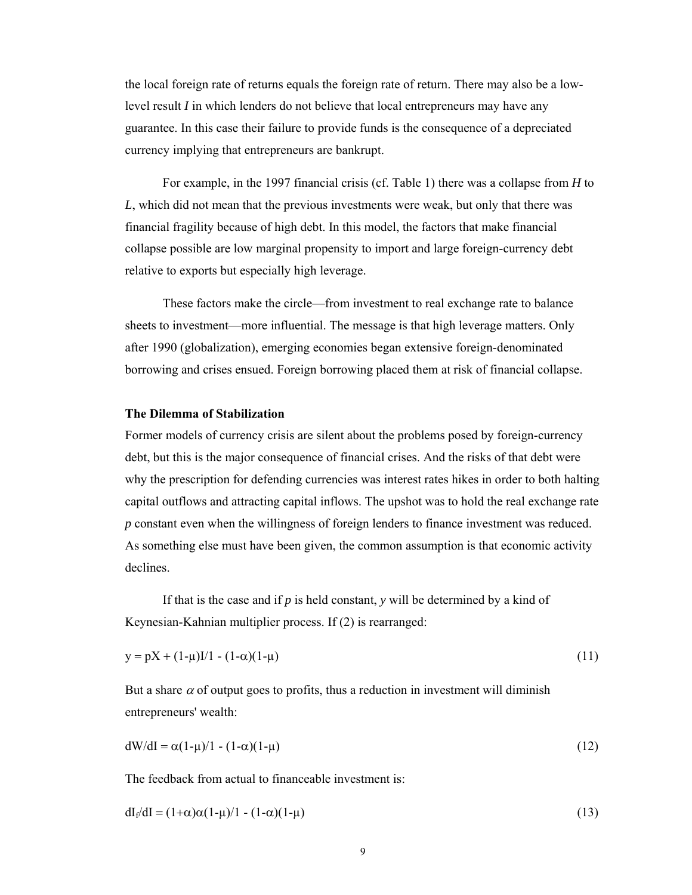the local foreign rate of returns equals the foreign rate of return. There may also be a low-level result $I$ in which lenders do not believe that local entrepreneurs may have any guarantee. In this case their failure to provide funds is the consequence of a depreciated currency implying that entrepreneurs are bankrupt.

For example, in the 1997 financial crisis (cf. Table 1) there was a collapse from $H$ to $L$, which did not mean that the previous investments were weak, but only that there was financial fragility because of high debt. In this model, the factors that make financial collapse possible are low marginal propensity to import and large foreign-currency debt relative to exports but especially high leverage.

These factors make the circle—from investment to real exchange rate to balance sheets to investment—more influential. The message is that high leverage matters. Only after 1990 (globalization), emerging economies began extensive foreign-denominated borrowing and crises ensued. Foreign borrowing placed them at risk of financial collapse.

**The Dilemma of Stabilization**

Former models of currency crisis are silent about the problems posed by foreign-currency debt, but this is the major consequence of financial crises. And the risks of that debt were why the prescription for defending currencies was interest rates hikes in order to both halting capital outflows and attracting capital inflows. The upshot was to hold the real exchange rate $p$ constant even when the willingness of foreign lenders to finance investment was reduced. As something else must have been given, the common assumption is that economic activity declines.

If that is the case and if $p$ is held constant, $y$ will be determined by a kind of Keynesian-Kahnian multiplier process. If (2) is rearranged:

$$y = pX + (1-\mu)I/1 - (1-\alpha)(1-\mu) \tag{11}$$

But a share $\alpha$ of output goes to profits, thus a reduction in investment will diminish entrepreneurs' wealth:

$$dW/dI = \alpha(1-\mu)/1 - (1-\alpha)(1-\mu) \tag{12}$$

The feedback from actual to financeable investment is:

$$dI_f/dI = (1+\alpha)\alpha(1-\mu)/1 - (1-\alpha)(1-\mu) \tag{13}$$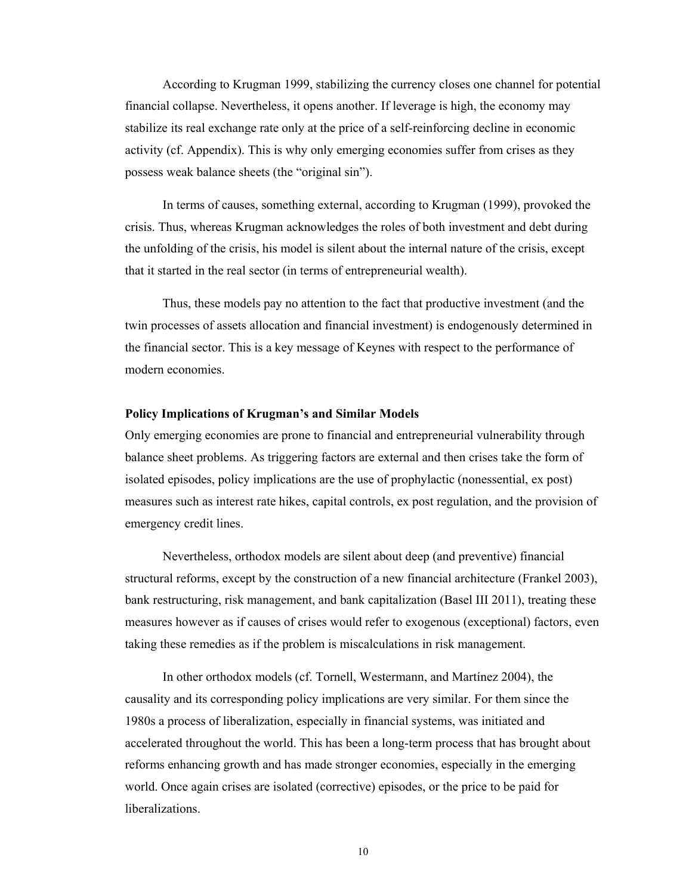According to Krugman 1999, stabilizing the currency closes one channel for potential financial collapse. Nevertheless, it opens another. If leverage is high, the economy may stabilize its real exchange rate only at the price of a self-reinforcing decline in economic activity (cf. Appendix). This is why only emerging economies suffer from crises as they possess weak balance sheets (the "original sin").

In terms of causes, something external, according to Krugman (1999), provoked the crisis. Thus, whereas Krugman acknowledges the roles of both investment and debt during the unfolding of the crisis, his model is silent about the internal nature of the crisis, except that it started in the real sector (in terms of entrepreneurial wealth).

Thus, these models pay no attention to the fact that productive investment (and the twin processes of assets allocation and financial investment) is endogenously determined in the financial sector. This is a key message of Keynes with respect to the performance of modern economies.

**Policy Implications of Krugman's and Similar Models**

Only emerging economies are prone to financial and entrepreneurial vulnerability through balance sheet problems. As triggering factors are external and then crises take the form of isolated episodes, policy implications are the use of prophylactic (nonessential, ex post) measures such as interest rate hikes, capital controls, ex post regulation, and the provision of emergency credit lines.

Nevertheless, orthodox models are silent about deep (and preventive) financial structural reforms, except by the construction of a new financial architecture (Frankel 2003), bank restructuring, risk management, and bank capitalization (Basel III 2011), treating these measures however as if causes of crises would refer to exogenous (exceptional) factors, even taking these remedies as if the problem is miscalculations in risk management.

In other orthodox models (cf. Tornell, Westermann, and Martínez 2004), the causality and its corresponding policy implications are very similar. For them since the 1980s a process of liberalization, especially in financial systems, was initiated and accelerated throughout the world. This has been a long-term process that has brought about reforms enhancing growth and has made stronger economies, especially in the emerging world. Once again crises are isolated (corrective) episodes, or the price to be paid for liberalizations.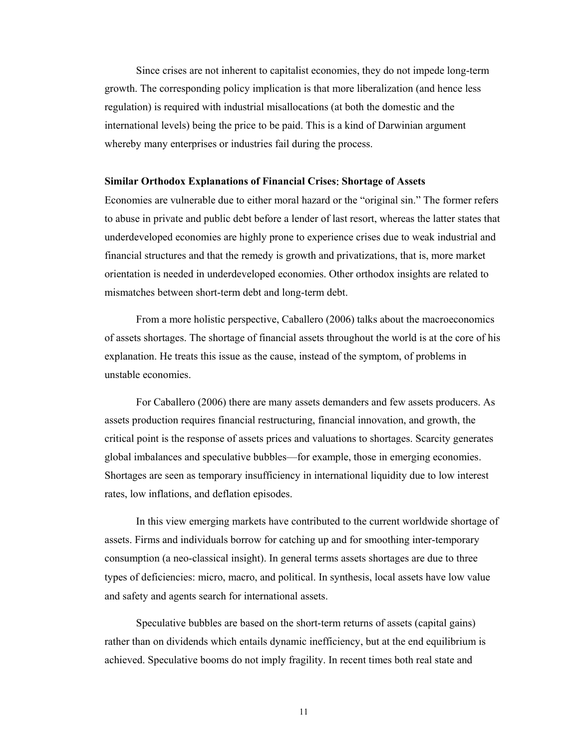Since crises are not inherent to capitalist economies, they do not impede long-term growth. The corresponding policy implication is that more liberalization (and hence less regulation) is required with industrial misallocations (at both the domestic and the international levels) being the price to be paid. This is a kind of Darwinian argument whereby many enterprises or industries fail during the process.

**Similar Orthodox Explanations of Financial Crises: Shortage of Assets**

Economies are vulnerable due to either moral hazard or the "original sin." The former refers to abuse in private and public debt before a lender of last resort, whereas the latter states that underdeveloped economies are highly prone to experience crises due to weak industrial and financial structures and that the remedy is growth and privatizations, that is, more market orientation is needed in underdeveloped economies. Other orthodox insights are related to mismatches between short-term debt and long-term debt.

From a more holistic perspective, Caballero (2006) talks about the macroeconomics of assets shortages. The shortage of financial assets throughout the world is at the core of his explanation. He treats this issue as the cause, instead of the symptom, of problems in unstable economies.

For Caballero (2006) there are many assets demanders and few assets producers. As assets production requires financial restructuring, financial innovation, and growth, the critical point is the response of assets prices and valuations to shortages. Scarcity generates global imbalances and speculative bubbles—for example, those in emerging economies. Shortages are seen as temporary insufficiency in international liquidity due to low interest rates, low inflations, and deflation episodes.

In this view emerging markets have contributed to the current worldwide shortage of assets. Firms and individuals borrow for catching up and for smoothing inter-temporary consumption (a neo-classical insight). In general terms assets shortages are due to three types of deficiencies: micro, macro, and political. In synthesis, local assets have low value and safety and agents search for international assets.

Speculative bubbles are based on the short-term returns of assets (capital gains) rather than on dividends which entails dynamic inefficiency, but at the end equilibrium is achieved. Speculative booms do not imply fragility. In recent times both real state and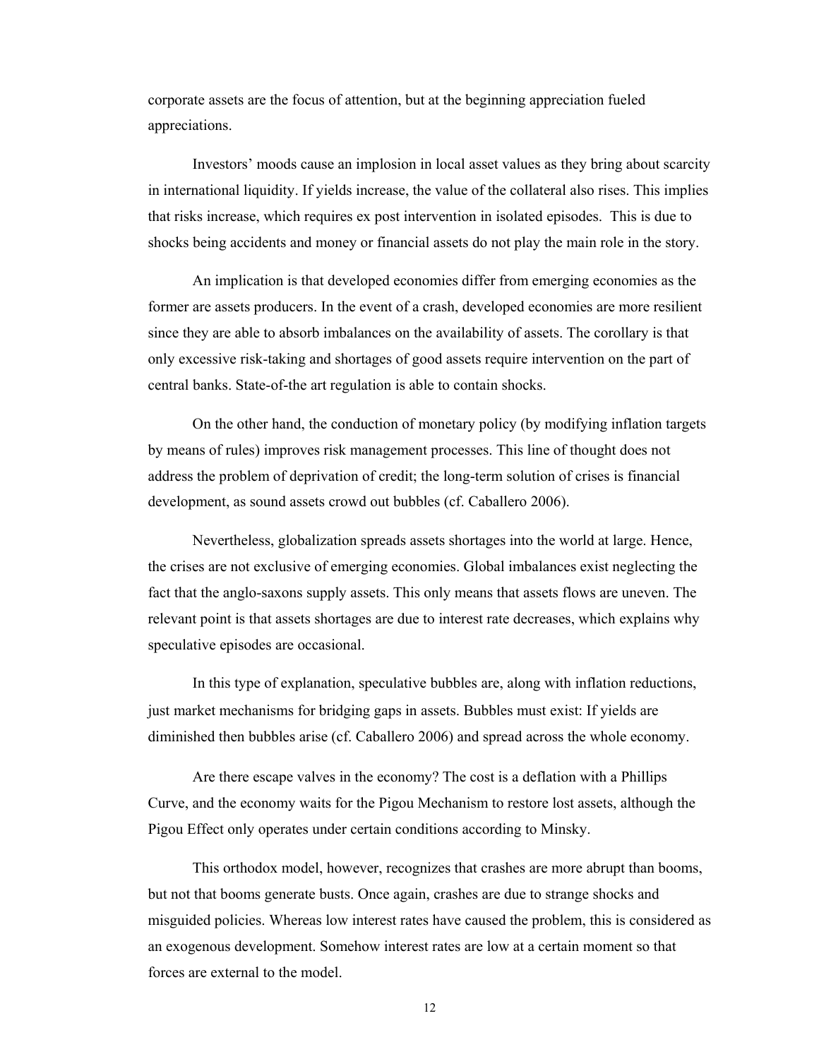corporate assets are the focus of attention, but at the beginning appreciation fueled appreciations.

Investors' moods cause an implosion in local asset values as they bring about scarcity in international liquidity. If yields increase, the value of the collateral also rises. This implies that risks increase, which requires ex post intervention in isolated episodes. This is due to shocks being accidents and money or financial assets do not play the main role in the story.

An implication is that developed economies differ from emerging economies as the former are assets producers. In the event of a crash, developed economies are more resilient since they are able to absorb imbalances on the availability of assets. The corollary is that only excessive risk-taking and shortages of good assets require intervention on the part of central banks. State-of-the art regulation is able to contain shocks.

On the other hand, the conduction of monetary policy (by modifying inflation targets by means of rules) improves risk management processes. This line of thought does not address the problem of deprivation of credit; the long-term solution of crises is financial development, as sound assets crowd out bubbles (cf. Caballero 2006).

Nevertheless, globalization spreads assets shortages into the world at large. Hence, the crises are not exclusive of emerging economies. Global imbalances exist neglecting the fact that the anglo-saxons supply assets. This only means that assets flows are uneven. The relevant point is that assets shortages are due to interest rate decreases, which explains why speculative episodes are occasional.

In this type of explanation, speculative bubbles are, along with inflation reductions, just market mechanisms for bridging gaps in assets. Bubbles must exist: If yields are diminished then bubbles arise (cf. Caballero 2006) and spread across the whole economy.

Are there escape valves in the economy? The cost is a deflation with a Phillips Curve, and the economy waits for the Pigou Mechanism to restore lost assets, although the Pigou Effect only operates under certain conditions according to Minsky.

This orthodox model, however, recognizes that crashes are more abrupt than booms, but not that booms generate busts. Once again, crashes are due to strange shocks and misguided policies. Whereas low interest rates have caused the problem, this is considered as an exogenous development. Somehow interest rates are low at a certain moment so that forces are external to the model.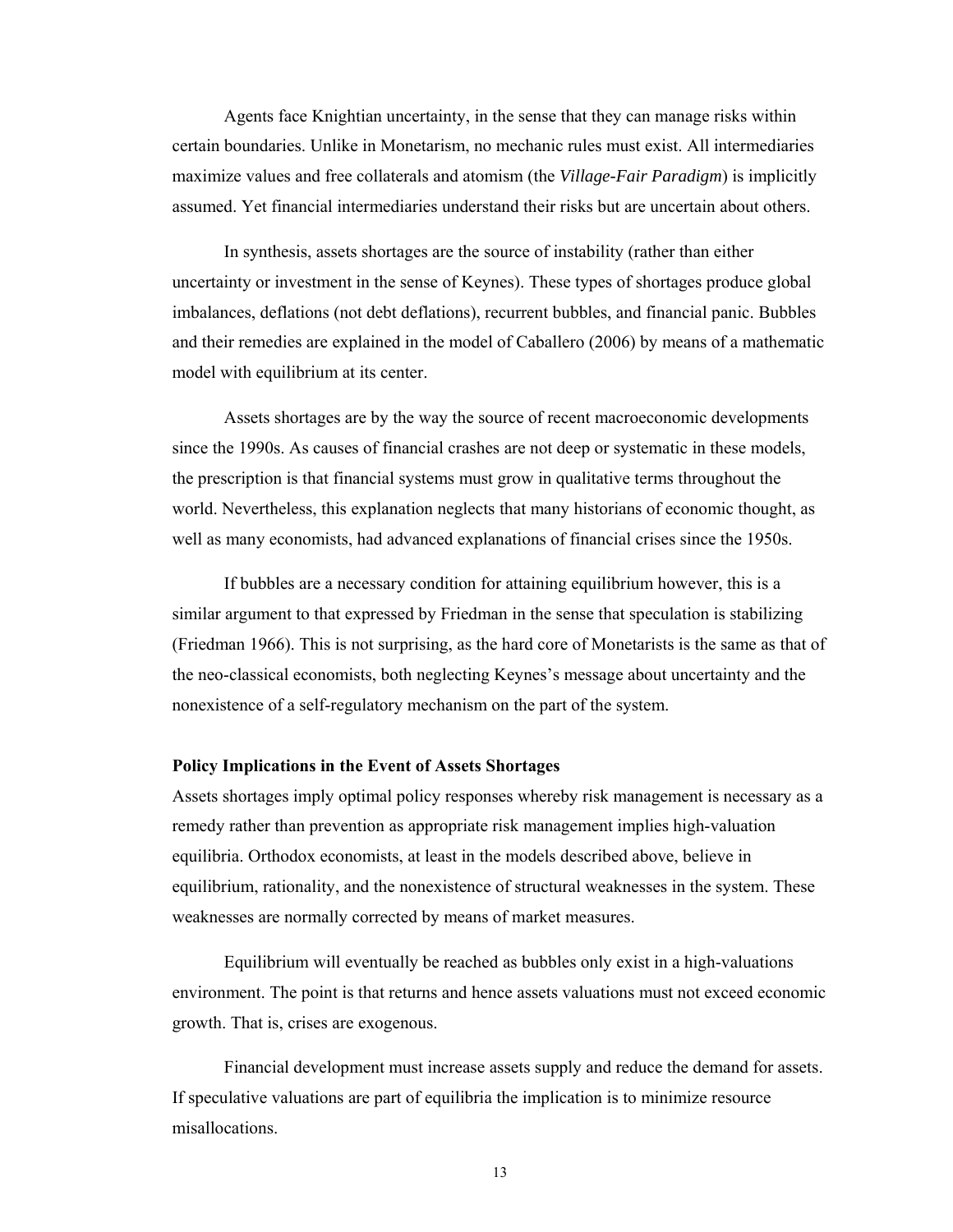Agents face Knightian uncertainty, in the sense that they can manage risks within certain boundaries. Unlike in Monetarism, no mechanic rules must exist. All intermediaries maximize values and free collaterals and atomism (the *Village-Fair Paradigm*) is implicitly assumed. Yet financial intermediaries understand their risks but are uncertain about others.

In synthesis, assets shortages are the source of instability (rather than either uncertainty or investment in the sense of Keynes). These types of shortages produce global imbalances, deflations (not debt deflations), recurrent bubbles, and financial panic. Bubbles and their remedies are explained in the model of Caballero (2006) by means of a mathematic model with equilibrium at its center.

Assets shortages are by the way the source of recent macroeconomic developments since the 1990s. As causes of financial crashes are not deep or systematic in these models, the prescription is that financial systems must grow in qualitative terms throughout the world. Nevertheless, this explanation neglects that many historians of economic thought, as well as many economists, had advanced explanations of financial crises since the 1950s.

If bubbles are a necessary condition for attaining equilibrium however, this is a similar argument to that expressed by Friedman in the sense that speculation is stabilizing (Friedman 1966). This is not surprising, as the hard core of Monetarists is the same as that of the neo-classical economists, both neglecting Keynes's message about uncertainty and the nonexistence of a self-regulatory mechanism on the part of the system.

**Policy Implications in the Event of Assets Shortages**

Assets shortages imply optimal policy responses whereby risk management is necessary as a remedy rather than prevention as appropriate risk management implies high-valuation equilibria. Orthodox economists, at least in the models described above, believe in equilibrium, rationality, and the nonexistence of structural weaknesses in the system. These weaknesses are normally corrected by means of market measures.

Equilibrium will eventually be reached as bubbles only exist in a high-valuations environment. The point is that returns and hence assets valuations must not exceed economic growth. That is, crises are exogenous.

Financial development must increase assets supply and reduce the demand for assets. If speculative valuations are part of equilibria the implication is to minimize resource misallocations.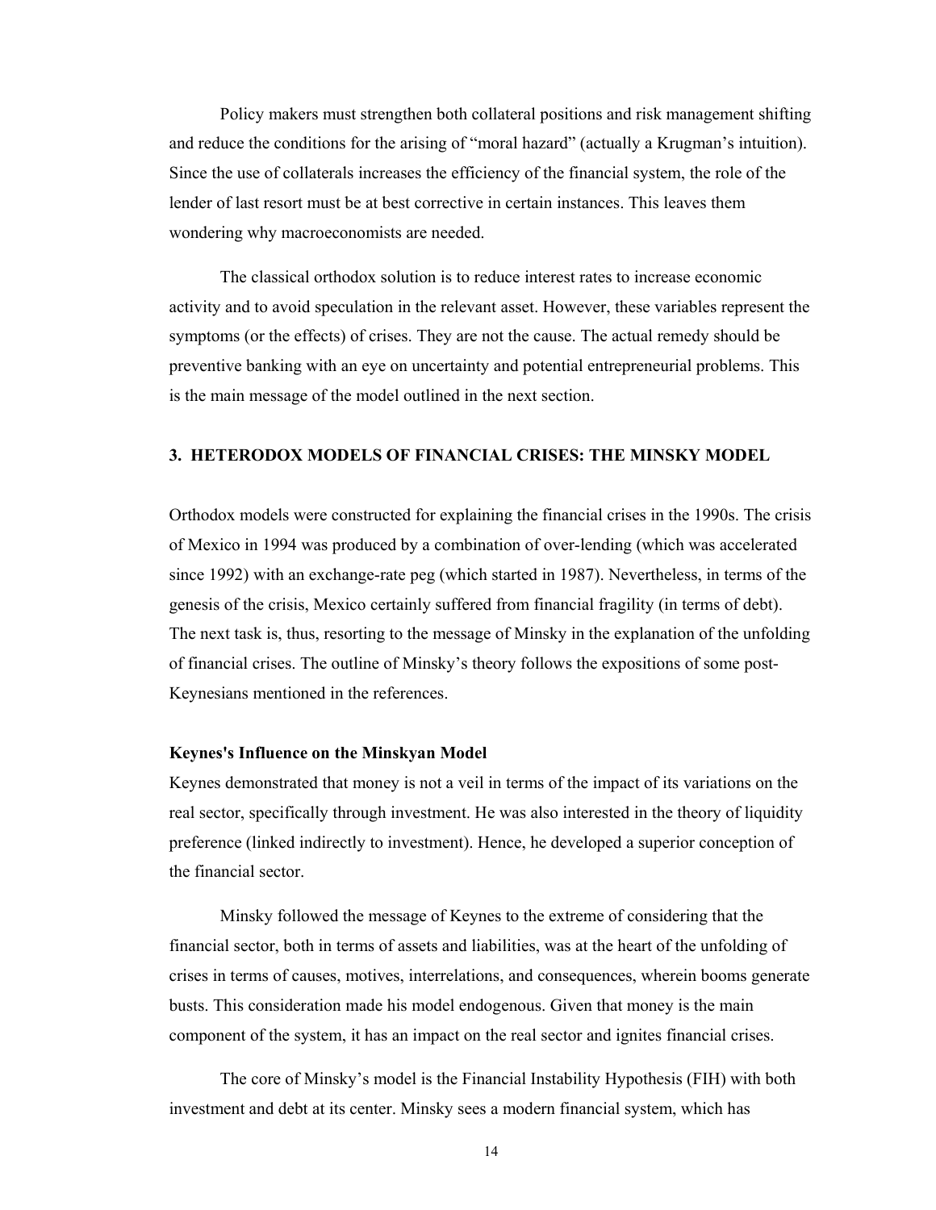Policy makers must strengthen both collateral positions and risk management shifting and reduce the conditions for the arising of "moral hazard" (actually a Krugman's intuition). Since the use of collaterals increases the efficiency of the financial system, the role of the lender of last resort must be at best corrective in certain instances. This leaves them wondering why macroeconomists are needed.

The classical orthodox solution is to reduce interest rates to increase economic activity and to avoid speculation in the relevant asset. However, these variables represent the symptoms (or the effects) of crises. They are not the cause. The actual remedy should be preventive banking with an eye on uncertainty and potential entrepreneurial problems. This is the main message of the model outlined in the next section.

## 3. HETERODOX MODELS OF FINANCIAL CRISES: THE MINSKY MODEL

Orthodox models were constructed for explaining the financial crises in the 1990s. The crisis of Mexico in 1994 was produced by a combination of over-lending (which was accelerated since 1992) with an exchange-rate peg (which started in 1987). Nevertheless, in terms of the genesis of the crisis, Mexico certainly suffered from financial fragility (in terms of debt). The next task is, thus, resorting to the message of Minsky in the explanation of the unfolding of financial crises. The outline of Minsky's theory follows the expositions of some post-Keynesians mentioned in the references.

### Keynes's Influence on the Minskyan Model

Keynes demonstrated that money is not a veil in terms of the impact of its variations on the real sector, specifically through investment. He was also interested in the theory of liquidity preference (linked indirectly to investment). Hence, he developed a superior conception of the financial sector.

Minsky followed the message of Keynes to the extreme of considering that the financial sector, both in terms of assets and liabilities, was at the heart of the unfolding of crises in terms of causes, motives, interrelations, and consequences, wherein booms generate busts. This consideration made his model endogenous. Given that money is the main component of the system, it has an impact on the real sector and ignites financial crises.

The core of Minsky's model is the Financial Instability Hypothesis (FIH) with both investment and debt at its center. Minsky sees a modern financial system, which has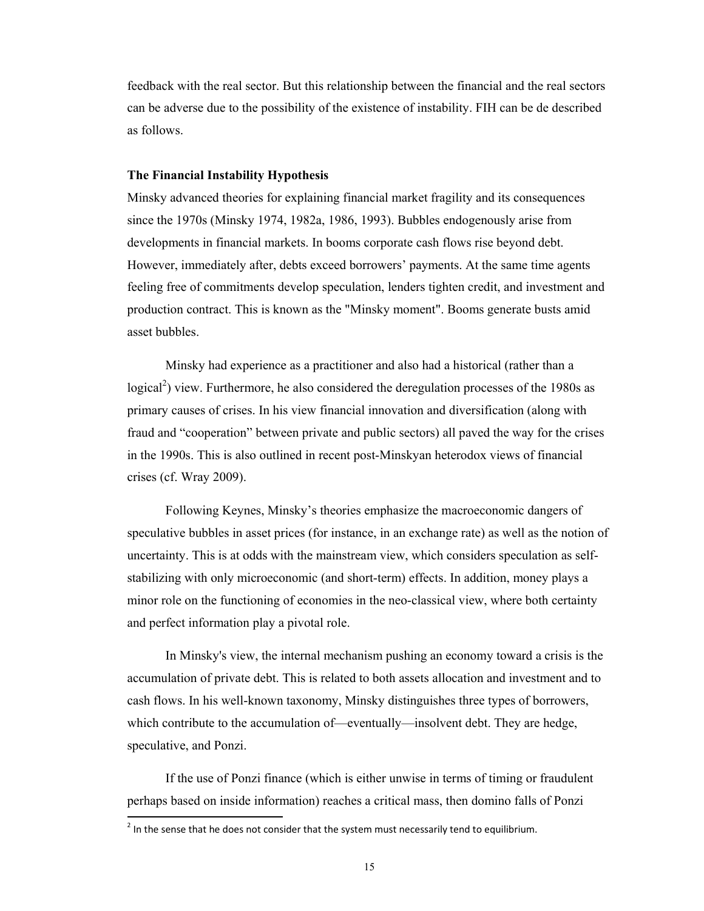feedback with the real sector. But this relationship between the financial and the real sectors can be adverse due to the possibility of the existence of instability. FIH can be de described as follows.

**The Financial Instability Hypothesis**

Minsky advanced theories for explaining financial market fragility and its consequences since the 1970s (Minsky 1974, 1982a, 1986, 1993). Bubbles endogenously arise from developments in financial markets. In booms corporate cash flows rise beyond debt. However, immediately after, debts exceed borrowers' payments. At the same time agents feeling free of commitments develop speculation, lenders tighten credit, and investment and production contract. This is known as the "Minsky moment". Booms generate busts amid asset bubbles.

Minsky had experience as a practitioner and also had a historical (rather than a logical[2]) view. Furthermore, he also considered the deregulation processes of the 1980s as primary causes of crises. In his view financial innovation and diversification (along with fraud and "cooperation" between private and public sectors) all paved the way for the crises in the 1990s. This is also outlined in recent post-Minskyan heterodox views of financial crises (cf. Wray 2009).

Following Keynes, Minsky's theories emphasize the macroeconomic dangers of speculative bubbles in asset prices (for instance, in an exchange rate) as well as the notion of uncertainty. This is at odds with the mainstream view, which considers speculation as self-stabilizing with only microeconomic (and short-term) effects. In addition, money plays a minor role on the functioning of economies in the neo-classical view, where both certainty and perfect information play a pivotal role.

In Minsky's view, the internal mechanism pushing an economy toward a crisis is the accumulation of private debt. This is related to both assets allocation and investment and to cash flows. In his well-known taxonomy, Minsky distinguishes three types of borrowers, which contribute to the accumulation of—eventually—insolvent debt. They are hedge, speculative, and Ponzi.

If the use of Ponzi finance (which is either unwise in terms of timing or fraudulent perhaps based on inside information) reaches a critical mass, then domino falls of Ponzi

[2] In the sense that he does not consider that the system must necessarily tend to equilibrium.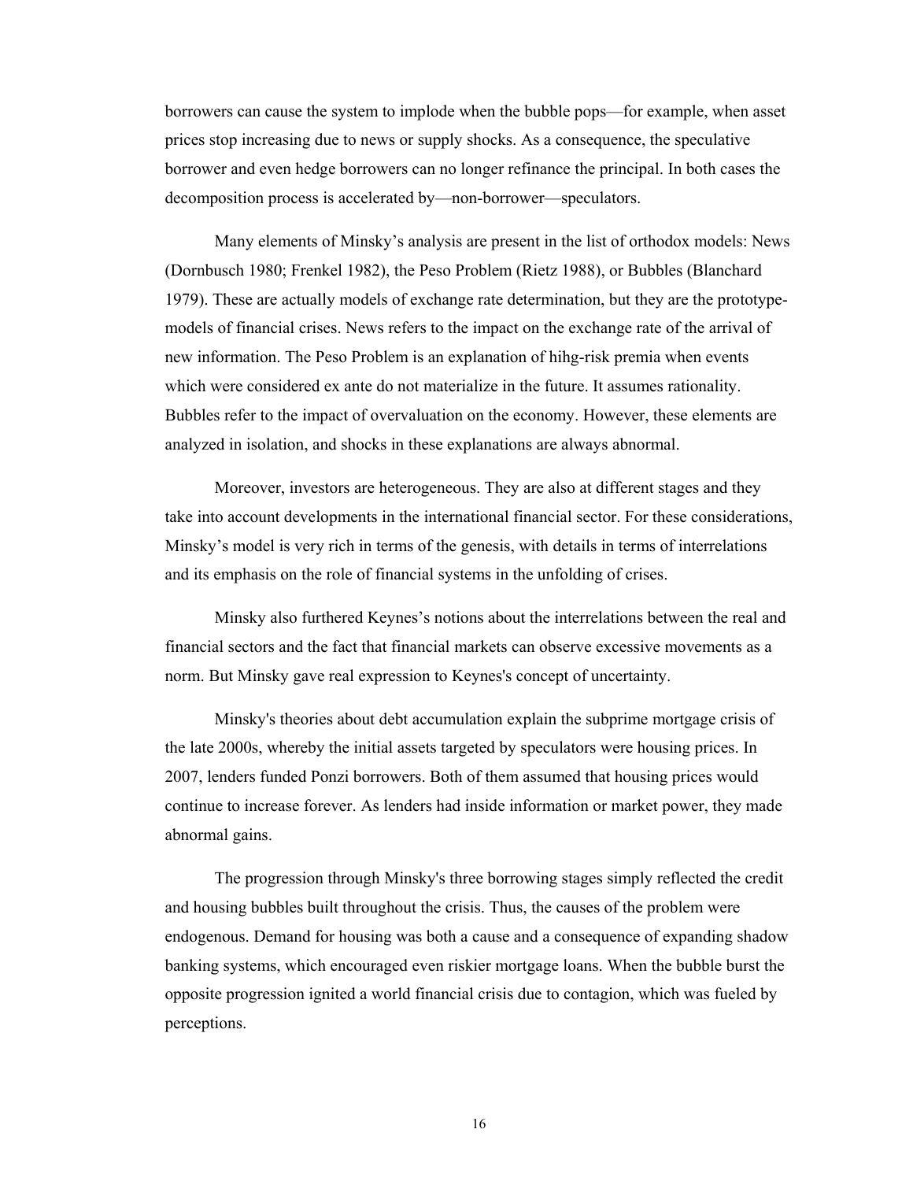borrowers can cause the system to implode when the bubble pops—for example, when asset prices stop increasing due to news or supply shocks. As a consequence, the speculative borrower and even hedge borrowers can no longer refinance the principal. In both cases the decomposition process is accelerated by—non-borrower—speculators.

Many elements of Minsky's analysis are present in the list of orthodox models: News (Dornbusch 1980; Frenkel 1982), the Peso Problem (Rietz 1988), or Bubbles (Blanchard 1979). These are actually models of exchange rate determination, but they are the prototype-models of financial crises. News refers to the impact on the exchange rate of the arrival of new information. The Peso Problem is an explanation of hihg-risk premia when events which were considered ex ante do not materialize in the future. It assumes rationality. Bubbles refer to the impact of overvaluation on the economy. However, these elements are analyzed in isolation, and shocks in these explanations are always abnormal.

Moreover, investors are heterogeneous. They are also at different stages and they take into account developments in the international financial sector. For these considerations, Minsky's model is very rich in terms of the genesis, with details in terms of interrelations and its emphasis on the role of financial systems in the unfolding of crises.

Minsky also furthered Keynes's notions about the interrelations between the real and financial sectors and the fact that financial markets can observe excessive movements as a norm. But Minsky gave real expression to Keynes's concept of uncertainty.

Minsky's theories about debt accumulation explain the subprime mortgage crisis of the late 2000s, whereby the initial assets targeted by speculators were housing prices. In 2007, lenders funded Ponzi borrowers. Both of them assumed that housing prices would continue to increase forever. As lenders had inside information or market power, they made abnormal gains.

The progression through Minsky's three borrowing stages simply reflected the credit and housing bubbles built throughout the crisis. Thus, the causes of the problem were endogenous. Demand for housing was both a cause and a consequence of expanding shadow banking systems, which encouraged even riskier mortgage loans. When the bubble burst the opposite progression ignited a world financial crisis due to contagion, which was fueled by perceptions.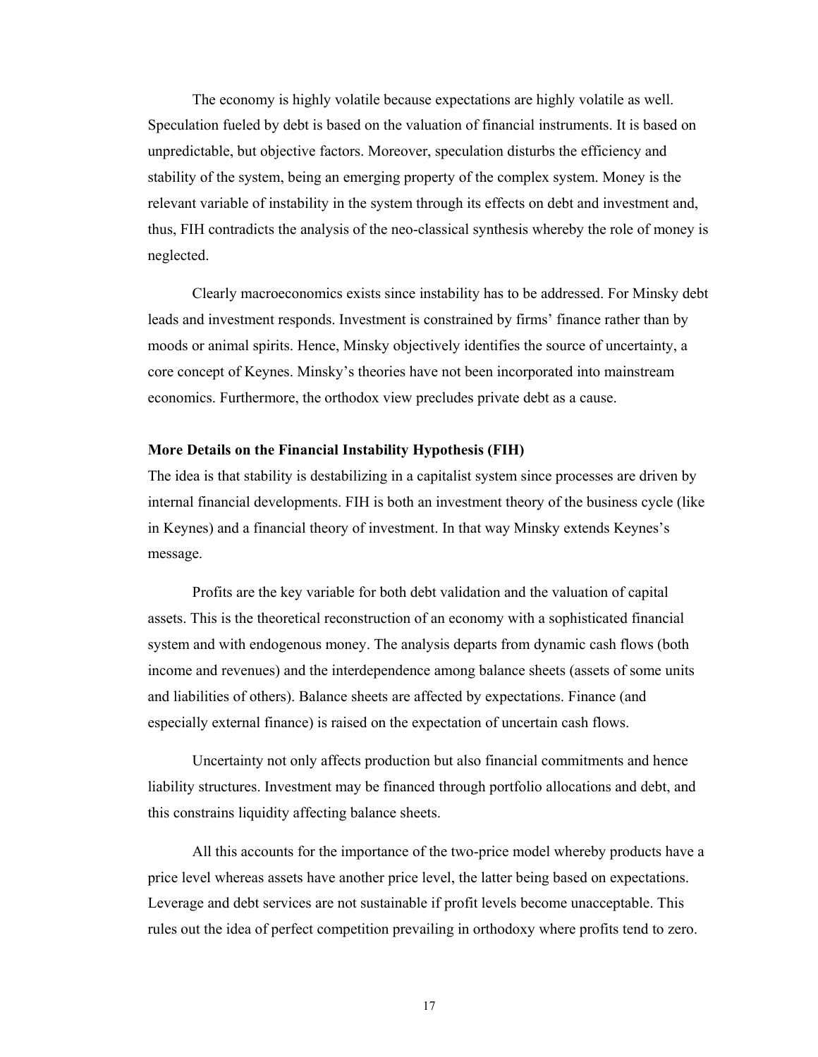The economy is highly volatile because expectations are highly volatile as well. Speculation fueled by debt is based on the valuation of financial instruments. It is based on unpredictable, but objective factors. Moreover, speculation disturbs the efficiency and stability of the system, being an emerging property of the complex system. Money is the relevant variable of instability in the system through its effects on debt and investment and, thus, FIH contradicts the analysis of the neo-classical synthesis whereby the role of money is neglected.

Clearly macroeconomics exists since instability has to be addressed. For Minsky debt leads and investment responds. Investment is constrained by firms' finance rather than by moods or animal spirits. Hence, Minsky objectively identifies the source of uncertainty, a core concept of Keynes. Minsky's theories have not been incorporated into mainstream economics. Furthermore, the orthodox view precludes private debt as a cause.

**More Details on the Financial Instability Hypothesis (FIH)**

The idea is that stability is destabilizing in a capitalist system since processes are driven by internal financial developments. FIH is both an investment theory of the business cycle (like in Keynes) and a financial theory of investment. In that way Minsky extends Keynes's message.

Profits are the key variable for both debt validation and the valuation of capital assets. This is the theoretical reconstruction of an economy with a sophisticated financial system and with endogenous money. The analysis departs from dynamic cash flows (both income and revenues) and the interdependence among balance sheets (assets of some units and liabilities of others). Balance sheets are affected by expectations. Finance (and especially external finance) is raised on the expectation of uncertain cash flows.

Uncertainty not only affects production but also financial commitments and hence liability structures. Investment may be financed through portfolio allocations and debt, and this constrains liquidity affecting balance sheets.

All this accounts for the importance of the two-price model whereby products have a price level whereas assets have another price level, the latter being based on expectations. Leverage and debt services are not sustainable if profit levels become unacceptable. This rules out the idea of perfect competition prevailing in orthodoxy where profits tend to zero.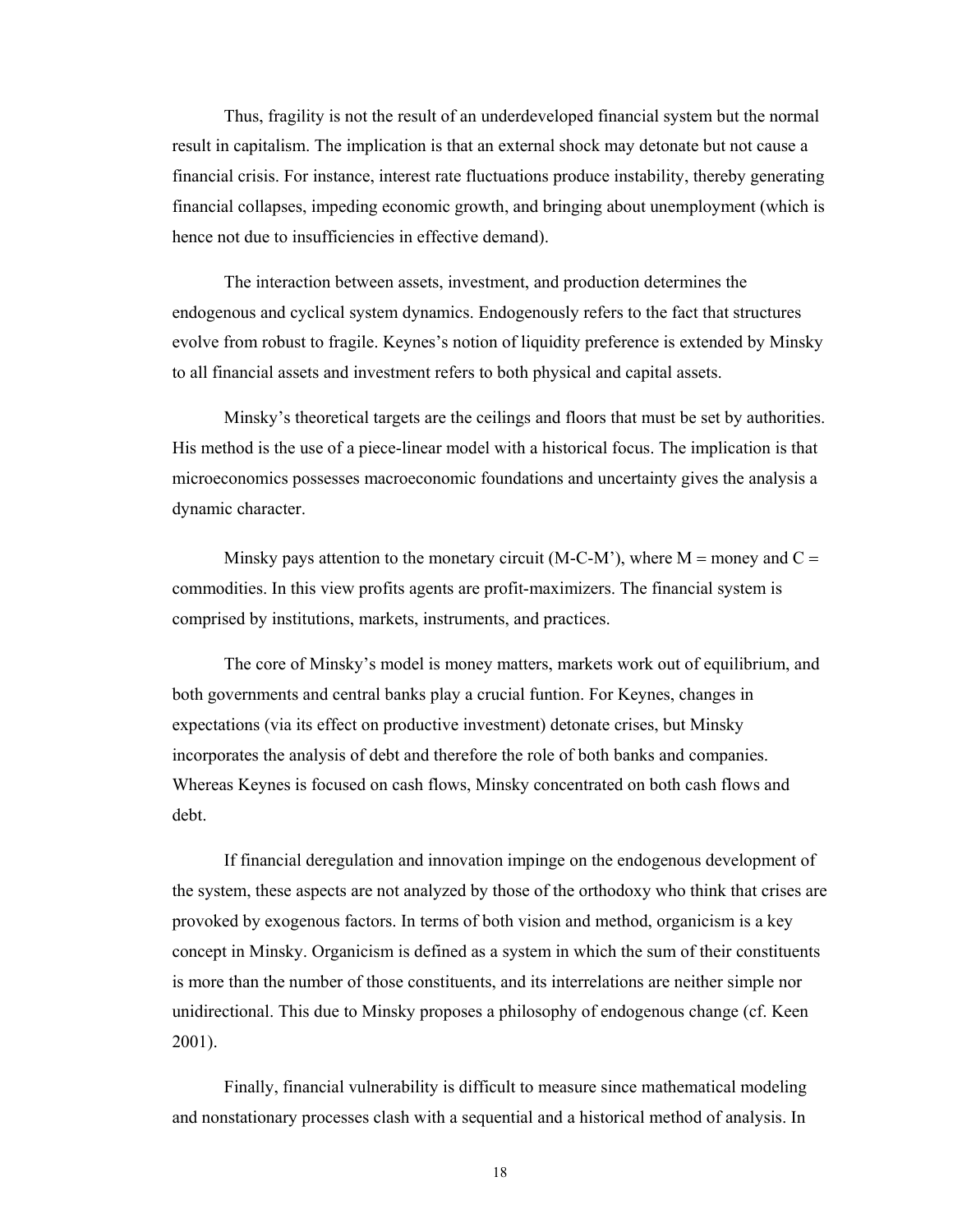Thus, fragility is not the result of an underdeveloped financial system but the normal result in capitalism. The implication is that an external shock may detonate but not cause a financial crisis. For instance, interest rate fluctuations produce instability, thereby generating financial collapses, impeding economic growth, and bringing about unemployment (which is hence not due to insufficiencies in effective demand).

The interaction between assets, investment, and production determines the endogenous and cyclical system dynamics. Endogenously refers to the fact that structures evolve from robust to fragile. Keynes's notion of liquidity preference is extended by Minsky to all financial assets and investment refers to both physical and capital assets.

Minsky's theoretical targets are the ceilings and floors that must be set by authorities. His method is the use of a piece-linear model with a historical focus. The implication is that microeconomics possesses macroeconomic foundations and uncertainty gives the analysis a dynamic character.

Minsky pays attention to the monetary circuit (M-C-M'), where M = money and C = commodities. In this view profits agents are profit-maximizers. The financial system is comprised by institutions, markets, instruments, and practices.

The core of Minsky's model is money matters, markets work out of equilibrium, and both governments and central banks play a crucial funtion. For Keynes, changes in expectations (via its effect on productive investment) detonate crises, but Minsky incorporates the analysis of debt and therefore the role of both banks and companies. Whereas Keynes is focused on cash flows, Minsky concentrated on both cash flows and debt.

If financial deregulation and innovation impinge on the endogenous development of the system, these aspects are not analyzed by those of the orthodoxy who think that crises are provoked by exogenous factors. In terms of both vision and method, organicism is a key concept in Minsky. Organicism is defined as a system in which the sum of their constituents is more than the number of those constituents, and its interrelations are neither simple nor unidirectional. This due to Minsky proposes a philosophy of endogenous change (cf. Keen 2001).

Finally, financial vulnerability is difficult to measure since mathematical modeling and nonstationary processes clash with a sequential and a historical method of analysis. In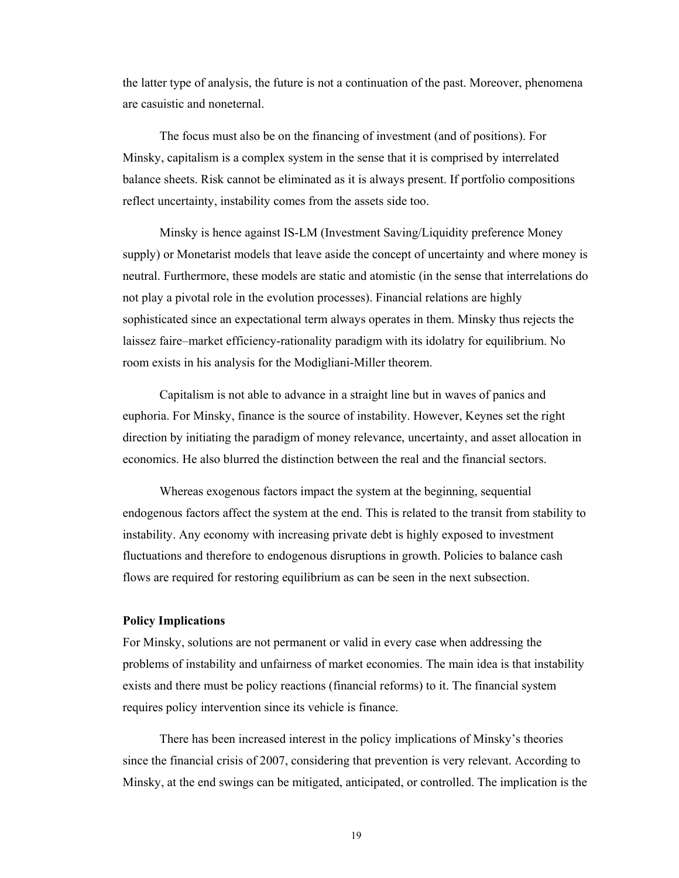the latter type of analysis, the future is not a continuation of the past. Moreover, phenomena are casuistic and noneternal.

The focus must also be on the financing of investment (and of positions). For Minsky, capitalism is a complex system in the sense that it is comprised by interrelated balance sheets. Risk cannot be eliminated as it is always present. If portfolio compositions reflect uncertainty, instability comes from the assets side too.

Minsky is hence against IS-LM (Investment Saving/Liquidity preference Money supply) or Monetarist models that leave aside the concept of uncertainty and where money is neutral. Furthermore, these models are static and atomistic (in the sense that interrelations do not play a pivotal role in the evolution processes). Financial relations are highly sophisticated since an expectational term always operates in them. Minsky thus rejects the laissez faire–market efficiency-rationality paradigm with its idolatry for equilibrium. No room exists in his analysis for the Modigliani-Miller theorem.

Capitalism is not able to advance in a straight line but in waves of panics and euphoria. For Minsky, finance is the source of instability. However, Keynes set the right direction by initiating the paradigm of money relevance, uncertainty, and asset allocation in economics. He also blurred the distinction between the real and the financial sectors.

Whereas exogenous factors impact the system at the beginning, sequential endogenous factors affect the system at the end. This is related to the transit from stability to instability. Any economy with increasing private debt is highly exposed to investment fluctuations and therefore to endogenous disruptions in growth. Policies to balance cash flows are required for restoring equilibrium as can be seen in the next subsection.

**Policy Implications**

For Minsky, solutions are not permanent or valid in every case when addressing the problems of instability and unfairness of market economies. The main idea is that instability exists and there must be policy reactions (financial reforms) to it. The financial system requires policy intervention since its vehicle is finance.

There has been increased interest in the policy implications of Minsky's theories since the financial crisis of 2007, considering that prevention is very relevant. According to Minsky, at the end swings can be mitigated, anticipated, or controlled. The implication is the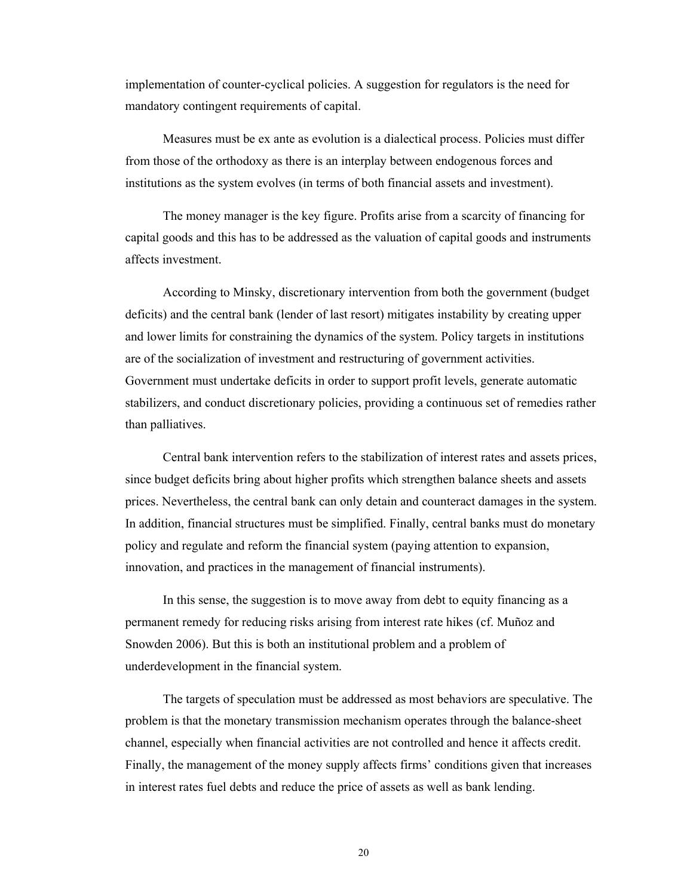implementation of counter-cyclical policies. A suggestion for regulators is the need for mandatory contingent requirements of capital.

Measures must be ex ante as evolution is a dialectical process. Policies must differ from those of the orthodoxy as there is an interplay between endogenous forces and institutions as the system evolves (in terms of both financial assets and investment).

The money manager is the key figure. Profits arise from a scarcity of financing for capital goods and this has to be addressed as the valuation of capital goods and instruments affects investment.

According to Minsky, discretionary intervention from both the government (budget deficits) and the central bank (lender of last resort) mitigates instability by creating upper and lower limits for constraining the dynamics of the system. Policy targets in institutions are of the socialization of investment and restructuring of government activities. Government must undertake deficits in order to support profit levels, generate automatic stabilizers, and conduct discretionary policies, providing a continuous set of remedies rather than palliatives.

Central bank intervention refers to the stabilization of interest rates and assets prices, since budget deficits bring about higher profits which strengthen balance sheets and assets prices. Nevertheless, the central bank can only detain and counteract damages in the system. In addition, financial structures must be simplified. Finally, central banks must do monetary policy and regulate and reform the financial system (paying attention to expansion, innovation, and practices in the management of financial instruments).

In this sense, the suggestion is to move away from debt to equity financing as a permanent remedy for reducing risks arising from interest rate hikes (cf. Muñoz and Snowden 2006). But this is both an institutional problem and a problem of underdevelopment in the financial system.

The targets of speculation must be addressed as most behaviors are speculative. The problem is that the monetary transmission mechanism operates through the balance-sheet channel, especially when financial activities are not controlled and hence it affects credit. Finally, the management of the money supply affects firms' conditions given that increases in interest rates fuel debts and reduce the price of assets as well as bank lending.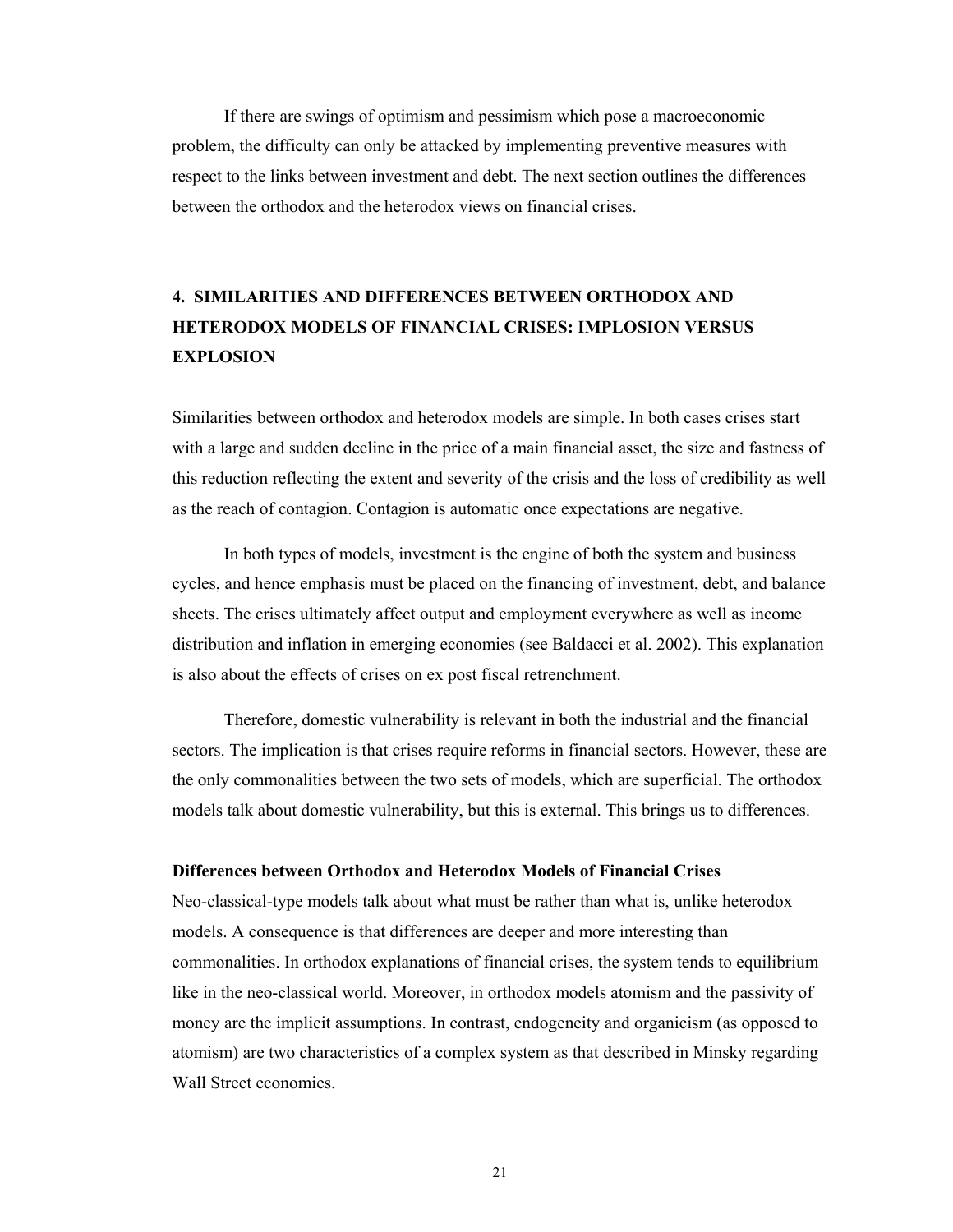If there are swings of optimism and pessimism which pose a macroeconomic problem, the difficulty can only be attacked by implementing preventive measures with respect to the links between investment and debt. The next section outlines the differences between the orthodox and the heterodox views on financial crises.

## 4. SIMILARITIES AND DIFFERENCES BETWEEN ORTHODOX AND HETERODOX MODELS OF FINANCIAL CRISES: IMPLOSION VERSUS EXPLOSION

Similarities between orthodox and heterodox models are simple. In both cases crises start with a large and sudden decline in the price of a main financial asset, the size and fastness of this reduction reflecting the extent and severity of the crisis and the loss of credibility as well as the reach of contagion. Contagion is automatic once expectations are negative.

In both types of models, investment is the engine of both the system and business cycles, and hence emphasis must be placed on the financing of investment, debt, and balance sheets. The crises ultimately affect output and employment everywhere as well as income distribution and inflation in emerging economies (see Baldacci et al. 2002). This explanation is also about the effects of crises on ex post fiscal retrenchment.

Therefore, domestic vulnerability is relevant in both the industrial and the financial sectors. The implication is that crises require reforms in financial sectors. However, these are the only commonalities between the two sets of models, which are superficial. The orthodox models talk about domestic vulnerability, but this is external. This brings us to differences.

### Differences between Orthodox and Heterodox Models of Financial Crises

Neo-classical-type models talk about what must be rather than what is, unlike heterodox models. A consequence is that differences are deeper and more interesting than commonalities. In orthodox explanations of financial crises, the system tends to equilibrium like in the neo-classical world. Moreover, in orthodox models atomism and the passivity of money are the implicit assumptions. In contrast, endogeneity and organicism (as opposed to atomism) are two characteristics of a complex system as that described in Minsky regarding Wall Street economies.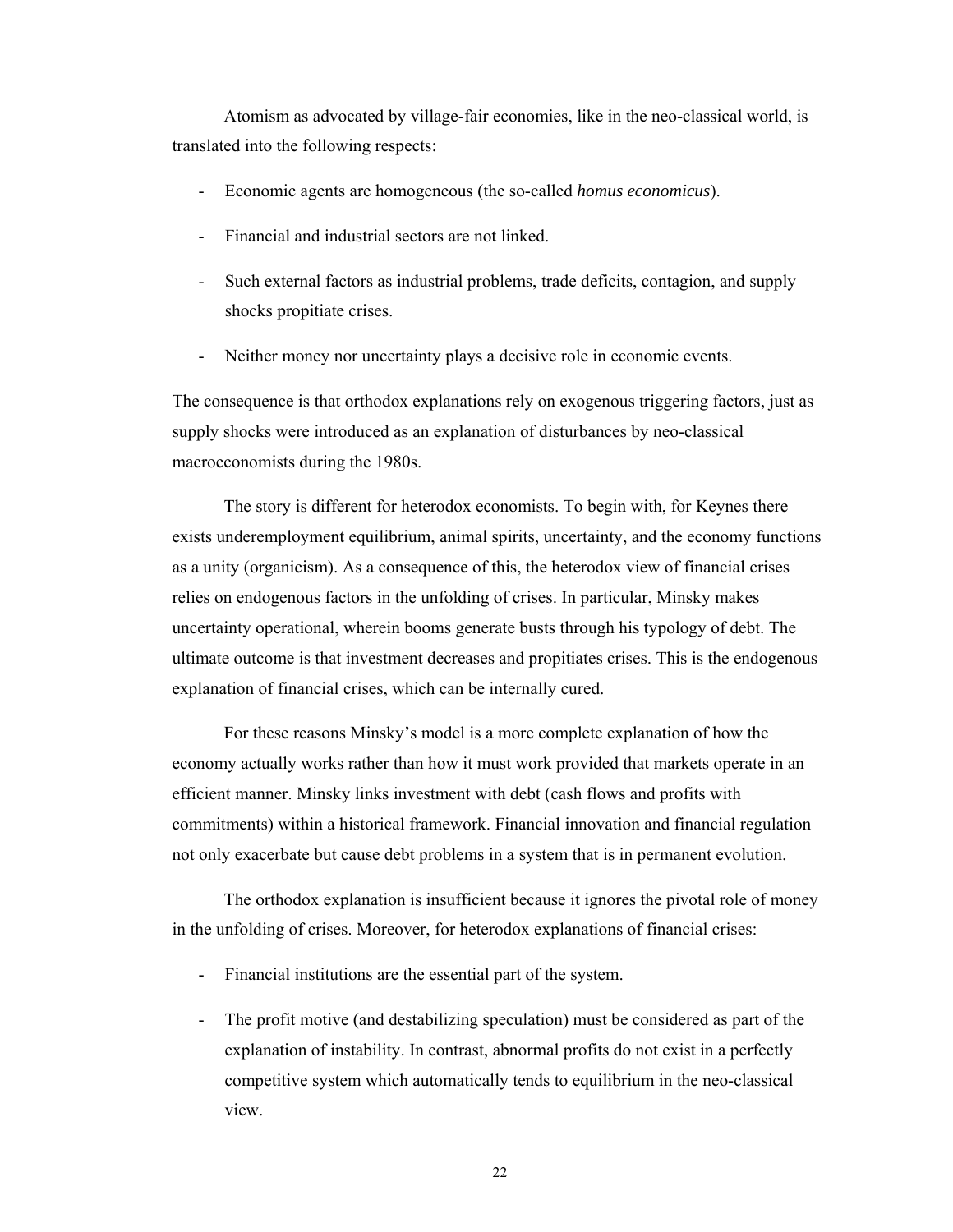Atomism as advocated by village-fair economies, like in the neo-classical world, is translated into the following respects:

- Economic agents are homogeneous (the so-called *homus economicus*).
- Financial and industrial sectors are not linked.
- Such external factors as industrial problems, trade deficits, contagion, and supply shocks propitiate crises.
- Neither money nor uncertainty plays a decisive role in economic events.

The consequence is that orthodox explanations rely on exogenous triggering factors, just as supply shocks were introduced as an explanation of disturbances by neo-classical macroeconomists during the 1980s.

The story is different for heterodox economists. To begin with, for Keynes there exists underemployment equilibrium, animal spirits, uncertainty, and the economy functions as a unity (organicism). As a consequence of this, the heterodox view of financial crises relies on endogenous factors in the unfolding of crises. In particular, Minsky makes uncertainty operational, wherein booms generate busts through his typology of debt. The ultimate outcome is that investment decreases and propitiates crises. This is the endogenous explanation of financial crises, which can be internally cured.

For these reasons Minsky's model is a more complete explanation of how the economy actually works rather than how it must work provided that markets operate in an efficient manner. Minsky links investment with debt (cash flows and profits with commitments) within a historical framework. Financial innovation and financial regulation not only exacerbate but cause debt problems in a system that is in permanent evolution.

The orthodox explanation is insufficient because it ignores the pivotal role of money in the unfolding of crises. Moreover, for heterodox explanations of financial crises:

- Financial institutions are the essential part of the system.
- The profit motive (and destabilizing speculation) must be considered as part of the explanation of instability. In contrast, abnormal profits do not exist in a perfectly competitive system which automatically tends to equilibrium in the neo-classical view.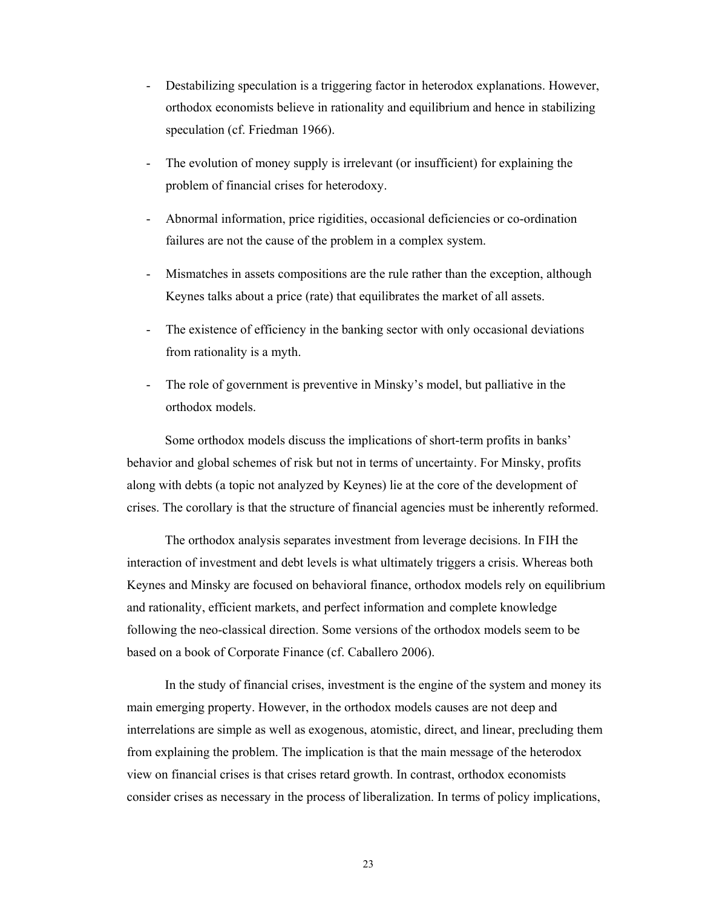- Destabilizing speculation is a triggering factor in heterodox explanations. However, orthodox economists believe in rationality and equilibrium and hence in stabilizing speculation (cf. Friedman 1966).
- The evolution of money supply is irrelevant (or insufficient) for explaining the problem of financial crises for heterodoxy.
- Abnormal information, price rigidities, occasional deficiencies or co-ordination failures are not the cause of the problem in a complex system.
- Mismatches in assets compositions are the rule rather than the exception, although Keynes talks about a price (rate) that equilibrates the market of all assets.
- The existence of efficiency in the banking sector with only occasional deviations from rationality is a myth.
- The role of government is preventive in Minsky's model, but palliative in the orthodox models.

Some orthodox models discuss the implications of short-term profits in banks' behavior and global schemes of risk but not in terms of uncertainty. For Minsky, profits along with debts (a topic not analyzed by Keynes) lie at the core of the development of crises. The corollary is that the structure of financial agencies must be inherently reformed.

The orthodox analysis separates investment from leverage decisions. In FIH the interaction of investment and debt levels is what ultimately triggers a crisis. Whereas both Keynes and Minsky are focused on behavioral finance, orthodox models rely on equilibrium and rationality, efficient markets, and perfect information and complete knowledge following the neo-classical direction. Some versions of the orthodox models seem to be based on a book of Corporate Finance (cf. Caballero 2006).

In the study of financial crises, investment is the engine of the system and money its main emerging property. However, in the orthodox models causes are not deep and interrelations are simple as well as exogenous, atomistic, direct, and linear, precluding them from explaining the problem. The implication is that the main message of the heterodox view on financial crises is that crises retard growth. In contrast, orthodox economists consider crises as necessary in the process of liberalization. In terms of policy implications,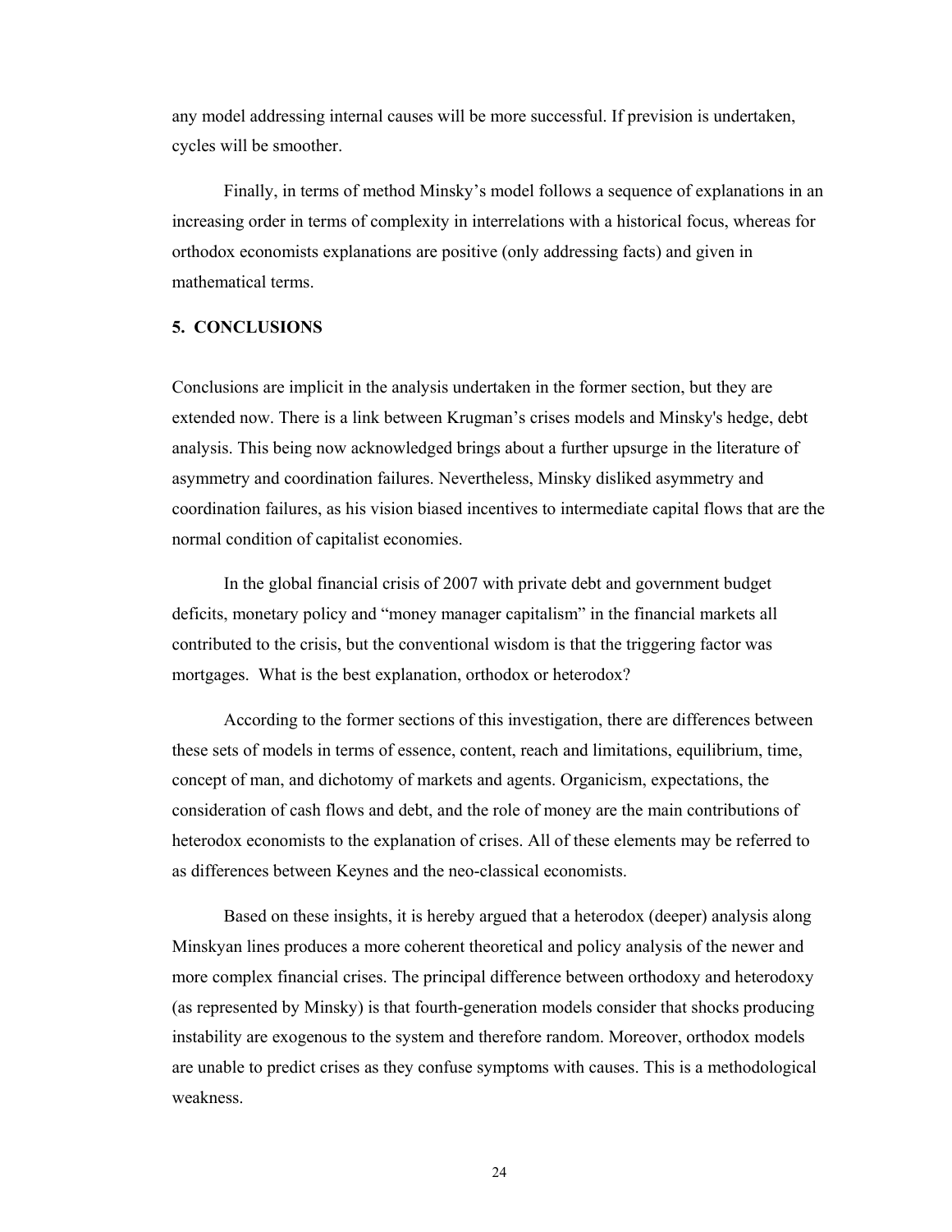any model addressing internal causes will be more successful. If prevision is undertaken, cycles will be smoother.

Finally, in terms of method Minsky's model follows a sequence of explanations in an increasing order in terms of complexity in interrelations with a historical focus, whereas for orthodox economists explanations are positive (only addressing facts) and given in mathematical terms.

## 5. CONCLUSIONS

Conclusions are implicit in the analysis undertaken in the former section, but they are extended now. There is a link between Krugman's crises models and Minsky's hedge, debt analysis. This being now acknowledged brings about a further upsurge in the literature of asymmetry and coordination failures. Nevertheless, Minsky disliked asymmetry and coordination failures, as his vision biased incentives to intermediate capital flows that are the normal condition of capitalist economies.

In the global financial crisis of 2007 with private debt and government budget deficits, monetary policy and "money manager capitalism" in the financial markets all contributed to the crisis, but the conventional wisdom is that the triggering factor was mortgages. What is the best explanation, orthodox or heterodox?

According to the former sections of this investigation, there are differences between these sets of models in terms of essence, content, reach and limitations, equilibrium, time, concept of man, and dichotomy of markets and agents. Organicism, expectations, the consideration of cash flows and debt, and the role of money are the main contributions of heterodox economists to the explanation of crises. All of these elements may be referred to as differences between Keynes and the neo-classical economists.

Based on these insights, it is hereby argued that a heterodox (deeper) analysis along Minskyan lines produces a more coherent theoretical and policy analysis of the newer and more complex financial crises. The principal difference between orthodoxy and heterodoxy (as represented by Minsky) is that fourth-generation models consider that shocks producing instability are exogenous to the system and therefore random. Moreover, orthodox models are unable to predict crises as they confuse symptoms with causes. This is a methodological weakness.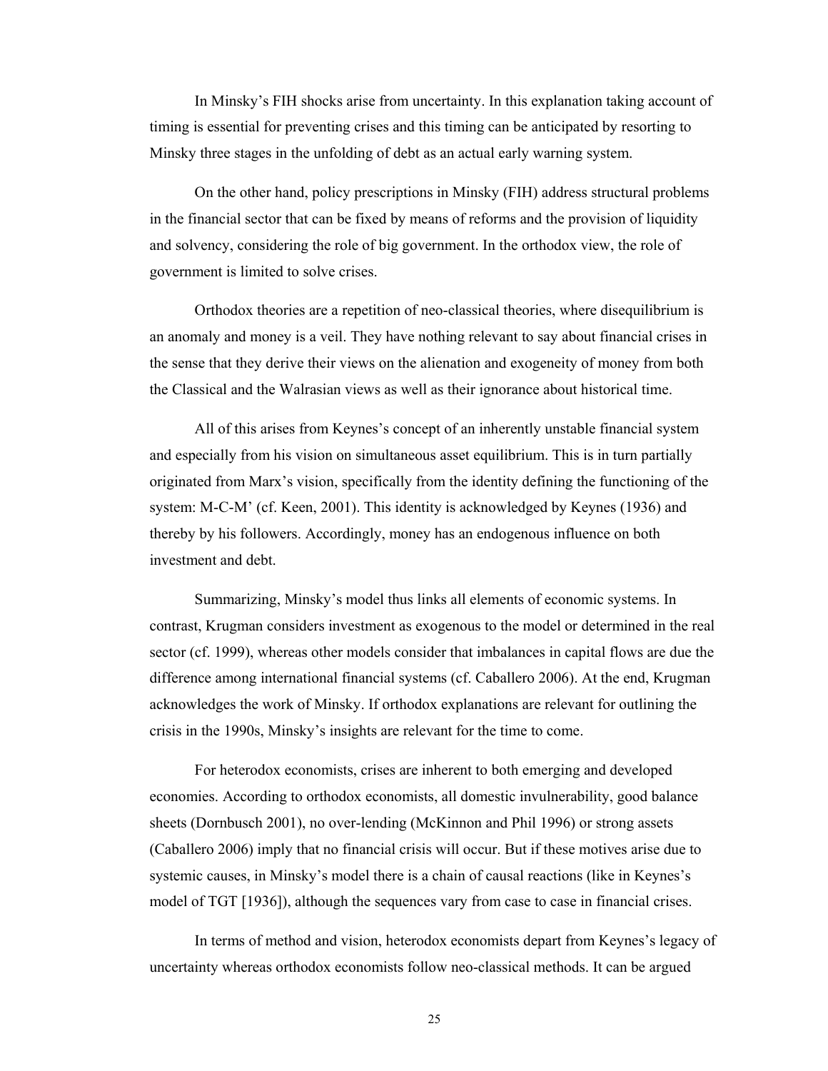In Minsky's FIH shocks arise from uncertainty. In this explanation taking account of timing is essential for preventing crises and this timing can be anticipated by resorting to Minsky three stages in the unfolding of debt as an actual early warning system.

On the other hand, policy prescriptions in Minsky (FIH) address structural problems in the financial sector that can be fixed by means of reforms and the provision of liquidity and solvency, considering the role of big government. In the orthodox view, the role of government is limited to solve crises.

Orthodox theories are a repetition of neo-classical theories, where disequilibrium is an anomaly and money is a veil. They have nothing relevant to say about financial crises in the sense that they derive their views on the alienation and exogeneity of money from both the Classical and the Walrasian views as well as their ignorance about historical time.

All of this arises from Keynes's concept of an inherently unstable financial system and especially from his vision on simultaneous asset equilibrium. This is in turn partially originated from Marx's vision, specifically from the identity defining the functioning of the system: M-C-M' (cf. Keen, 2001). This identity is acknowledged by Keynes (1936) and thereby by his followers. Accordingly, money has an endogenous influence on both investment and debt.

Summarizing, Minsky's model thus links all elements of economic systems. In contrast, Krugman considers investment as exogenous to the model or determined in the real sector (cf. 1999), whereas other models consider that imbalances in capital flows are due the difference among international financial systems (cf. Caballero 2006). At the end, Krugman acknowledges the work of Minsky. If orthodox explanations are relevant for outlining the crisis in the 1990s, Minsky's insights are relevant for the time to come.

For heterodox economists, crises are inherent to both emerging and developed economies. According to orthodox economists, all domestic invulnerability, good balance sheets (Dornbusch 2001), no over-lending (McKinnon and Phil 1996) or strong assets (Caballero 2006) imply that no financial crisis will occur. But if these motives arise due to systemic causes, in Minsky's model there is a chain of causal reactions (like in Keynes's model of TGT [1936]), although the sequences vary from case to case in financial crises.

In terms of method and vision, heterodox economists depart from Keynes's legacy of uncertainty whereas orthodox economists follow neo-classical methods. It can be argued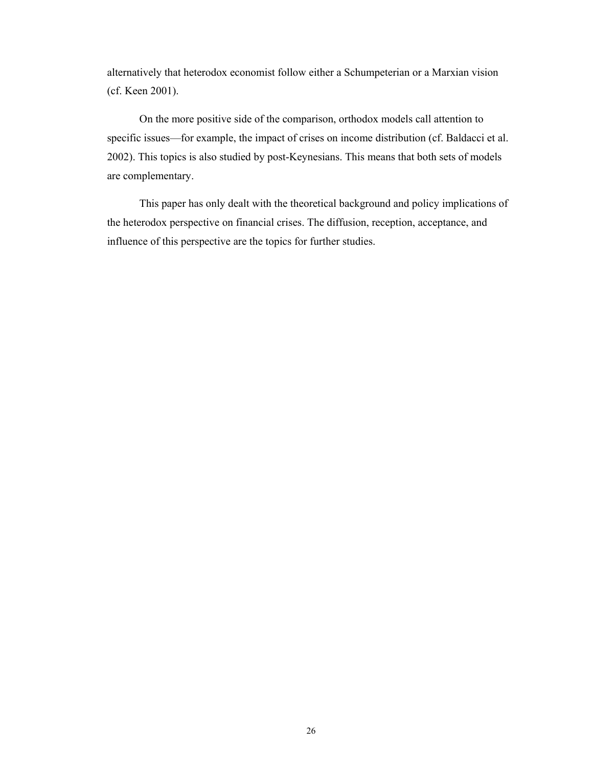alternatively that heterodox economist follow either a Schumpeterian or a Marxian vision (cf. Keen 2001).

On the more positive side of the comparison, orthodox models call attention to specific issues—for example, the impact of crises on income distribution (cf. Baldacci et al. 2002). This topics is also studied by post-Keynesians. This means that both sets of models are complementary.

This paper has only dealt with the theoretical background and policy implications of the heterodox perspective on financial crises. The diffusion, reception, acceptance, and influence of this perspective are the topics for further studies.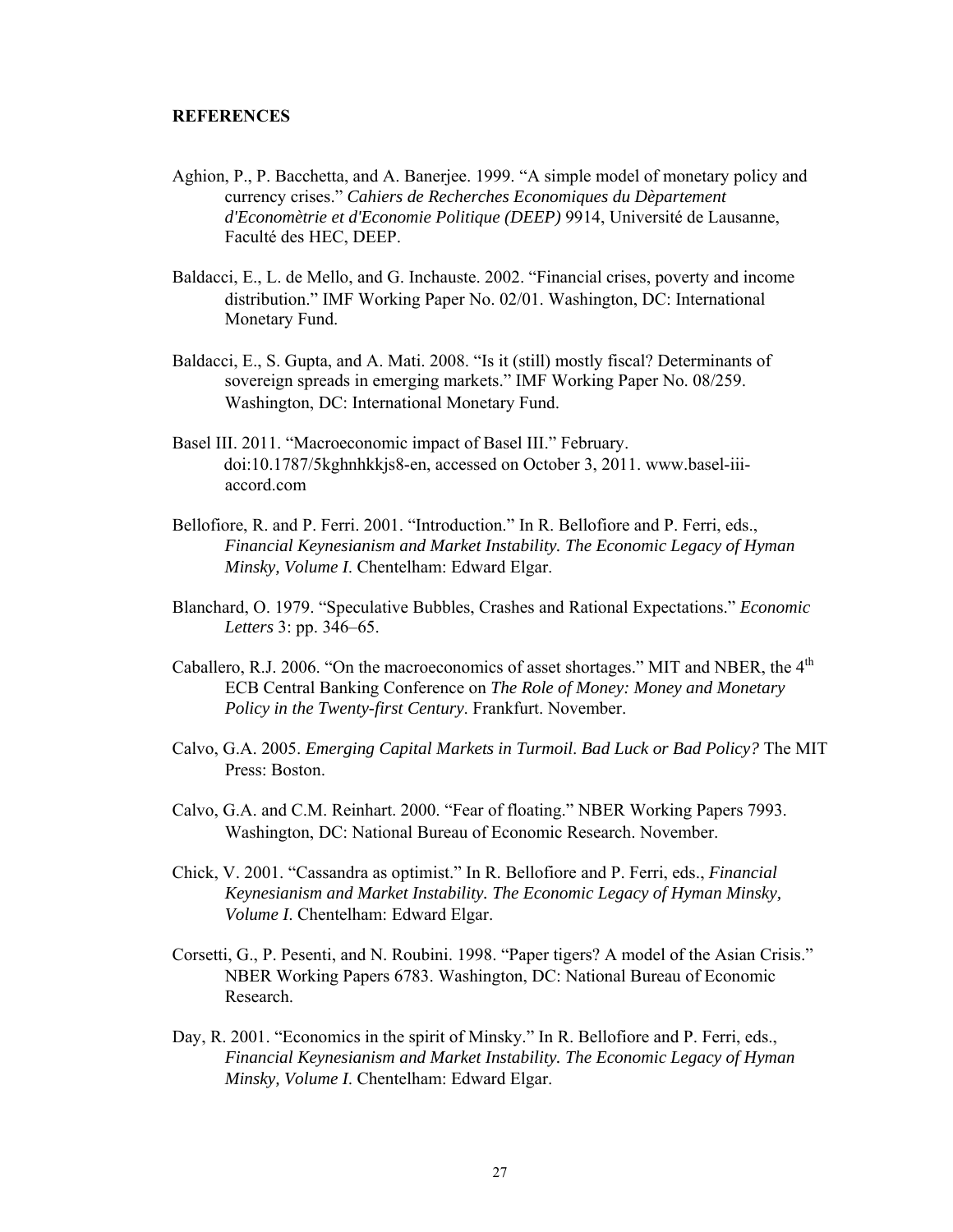**REFERENCES**

Aghion, P., P. Bacchetta, and A. Banerjee. 1999. "A simple model of monetary policy and currency crises." *Cahiers de Recherches Economiques du Dèpartement d'Economètrie et d'Economie Politique (DEEP)* 9914, Université de Lausanne, Faculté des HEC, DEEP.

Baldacci, E., L. de Mello, and G. Inchauste. 2002. "Financial crises, poverty and income distribution." IMF Working Paper No. 02/01. Washington, DC: International Monetary Fund.

Baldacci, E., S. Gupta, and A. Mati. 2008. "Is it (still) mostly fiscal? Determinants of sovereign spreads in emerging markets." IMF Working Paper No. 08/259. Washington, DC: International Monetary Fund.

Basel III. 2011. "Macroeconomic impact of Basel III." February. doi:10.1787/5kghnhkkjs8-en, accessed on October 3, 2011. www.basel-iii-accord.com

Bellofiore, R. and P. Ferri. 2001. "Introduction." In R. Bellofiore and P. Ferri, eds., *Financial Keynesianism and Market Instability. The Economic Legacy of Hyman Minsky, Volume I*. Chentelham: Edward Elgar.

Blanchard, O. 1979. "Speculative Bubbles, Crashes and Rational Expectations." *Economic Letters* 3: pp. 346–65.

Caballero, R.J. 2006. "On the macroeconomics of asset shortages." MIT and NBER, the 4th ECB Central Banking Conference on *The Role of Money: Money and Monetary Policy in the Twenty-first Century*. Frankfurt. November.

Calvo, G.A. 2005. *Emerging Capital Markets in Turmoil. Bad Luck or Bad Policy?* The MIT Press: Boston.

Calvo, G.A. and C.M. Reinhart. 2000. "Fear of floating." NBER Working Papers 7993. Washington, DC: National Bureau of Economic Research. November.

Chick, V. 2001. "Cassandra as optimist." In R. Bellofiore and P. Ferri, eds., *Financial Keynesianism and Market Instability. The Economic Legacy of Hyman Minsky, Volume I*. Chentelham: Edward Elgar.

Corsetti, G., P. Pesenti, and N. Roubini. 1998. "Paper tigers? A model of the Asian Crisis." NBER Working Papers 6783. Washington, DC: National Bureau of Economic Research.

Day, R. 2001. "Economics in the spirit of Minsky." In R. Bellofiore and P. Ferri, eds., *Financial Keynesianism and Market Instability. The Economic Legacy of Hyman Minsky, Volume I*. Chentelham: Edward Elgar.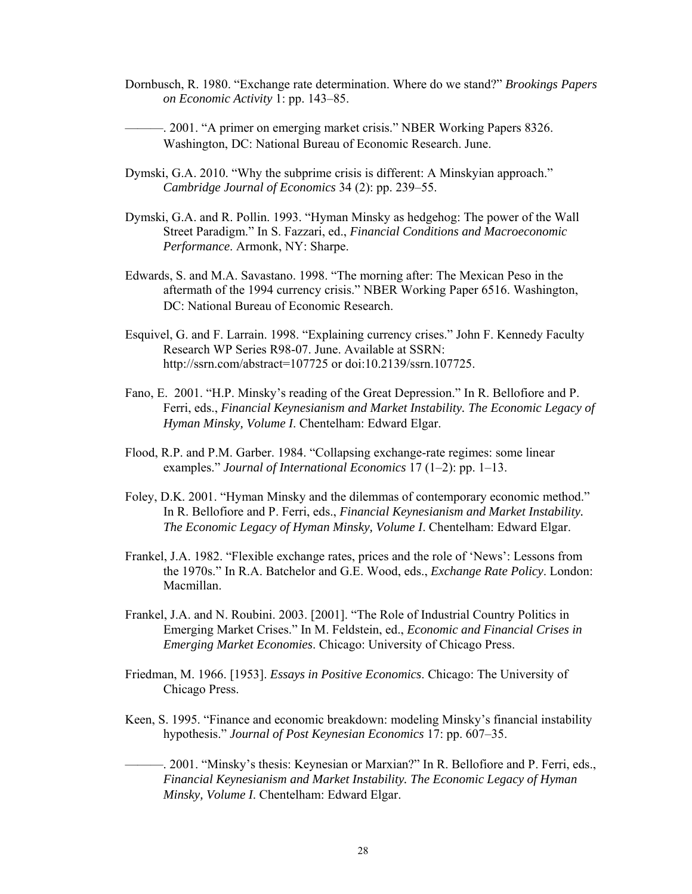Dornbusch, R. 1980. “Exchange rate determination. Where do we stand?” *Brookings Papers on Economic Activity* 1: pp. 143–85.

———. 2001. “A primer on emerging market crisis.” NBER Working Papers 8326. Washington, DC: National Bureau of Economic Research. June.

Dymski, G.A. 2010. “Why the subprime crisis is different: A Minskyian approach.” *Cambridge Journal of Economics* 34 (2): pp. 239–55.

Dymski, G.A. and R. Pollin. 1993. “Hyman Minsky as hedgehog: The power of the Wall Street Paradigm.” In S. Fazzari, ed., *Financial Conditions and Macroeconomic Performance*. Armonk, NY: Sharpe.

Edwards, S. and M.A. Savastano. 1998. “The morning after: The Mexican Peso in the aftermath of the 1994 currency crisis.” NBER Working Paper 6516. Washington, DC: National Bureau of Economic Research.

Esquivel, G. and F. Larrain. 1998. “Explaining currency crises.” John F. Kennedy Faculty Research WP Series R98-07. June. Available at SSRN: http://ssrn.com/abstract=107725 or doi:10.2139/ssrn.107725.

Fano, E. 2001. “H.P. Minsky’s reading of the Great Depression.” In R. Bellofiore and P. Ferri, eds., *Financial Keynesianism and Market Instability. The Economic Legacy of Hyman Minsky, Volume I*. Chentelham: Edward Elgar.

Flood, R.P. and P.M. Garber. 1984. “Collapsing exchange-rate regimes: some linear examples.” *Journal of International Economics* 17 (1–2): pp. 1–13.

Foley, D.K. 2001. “Hyman Minsky and the dilemmas of contemporary economic method.” In R. Bellofiore and P. Ferri, eds., *Financial Keynesianism and Market Instability. The Economic Legacy of Hyman Minsky, Volume I*. Chentelham: Edward Elgar.

Frankel, J.A. 1982. “Flexible exchange rates, prices and the role of ‘News’: Lessons from the 1970s.” In R.A. Batchelor and G.E. Wood, eds., *Exchange Rate Policy*. London: Macmillan.

Frankel, J.A. and N. Roubini. 2003. [2001]. “The Role of Industrial Country Politics in Emerging Market Crises.” In M. Feldstein, ed., *Economic and Financial Crises in Emerging Market Economies*. Chicago: University of Chicago Press.

Friedman, M. 1966. [1953]. *Essays in Positive Economics*. Chicago: The University of Chicago Press.

Keen, S. 1995. “Finance and economic breakdown: modeling Minsky’s financial instability hypothesis.” *Journal of Post Keynesian Economics* 17: pp. 607–35.

———. 2001. “Minsky’s thesis: Keynesian or Marxian?” In R. Bellofiore and P. Ferri, eds., *Financial Keynesianism and Market Instability. The Economic Legacy of Hyman Minsky, Volume I*. Chentelham: Edward Elgar.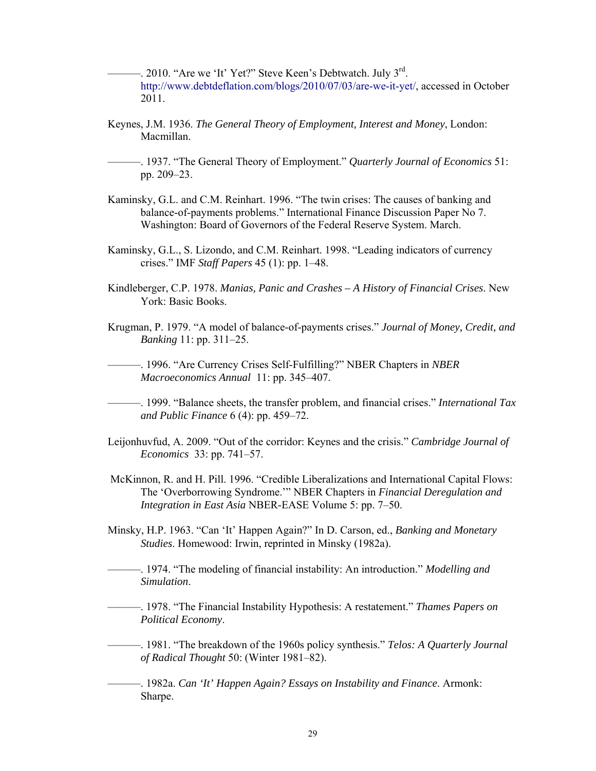———. 2010. "Are we 'It' Yet?" Steve Keen's Debtwatch. July 3rd. http://www.debtdeflation.com/blogs/2010/07/03/are-we-it-yet/, accessed in October 2011.

Keynes, J.M. 1936. *The General Theory of Employment, Interest and Money*, London: Macmillan.

———. 1937. "The General Theory of Employment." *Quarterly Journal of Economics* 51: pp. 209–23.

Kaminsky, G.L. and C.M. Reinhart. 1996. "The twin crises: The causes of banking and balance-of-payments problems." International Finance Discussion Paper No 7. Washington: Board of Governors of the Federal Reserve System. March.

Kaminsky, G.L., S. Lizondo, and C.M. Reinhart. 1998. "Leading indicators of currency crises." IMF *Staff Papers* 45 (1): pp. 1–48.

Kindleberger, C.P. 1978. *Manias, Panic and Crashes – A History of Financial Crises*. New York: Basic Books.

Krugman, P. 1979. "A model of balance-of-payments crises." *Journal of Money, Credit, and Banking* 11: pp. 311–25.

———. 1996. "Are Currency Crises Self-Fulfilling?" NBER Chapters in *NBER Macroeconomics Annual* 11: pp. 345–407.

———. 1999. "Balance sheets, the transfer problem, and financial crises." *International Tax and Public Finance* 6 (4): pp. 459–72.

Leijonhuvfud, A. 2009. "Out of the corridor: Keynes and the crisis." *Cambridge Journal of Economics* 33: pp. 741–57.

McKinnon, R. and H. Pill. 1996. "Credible Liberalizations and International Capital Flows: The 'Overborrowing Syndrome.'" NBER Chapters in *Financial Deregulation and Integration in East Asia* NBER-EASE Volume 5: pp. 7–50.

Minsky, H.P. 1963. "Can 'It' Happen Again?" In D. Carson, ed., *Banking and Monetary Studies*. Homewood: Irwin, reprinted in Minsky (1982a).

———. 1974. "The modeling of financial instability: An introduction." *Modelling and Simulation*.

———. 1978. "The Financial Instability Hypothesis: A restatement." *Thames Papers on Political Economy*.

———. 1981. "The breakdown of the 1960s policy synthesis." *Telos: A Quarterly Journal of Radical Thought* 50: (Winter 1981–82).

———. 1982a. *Can 'It' Happen Again? Essays on Instability and Finance*. Armonk: Sharpe.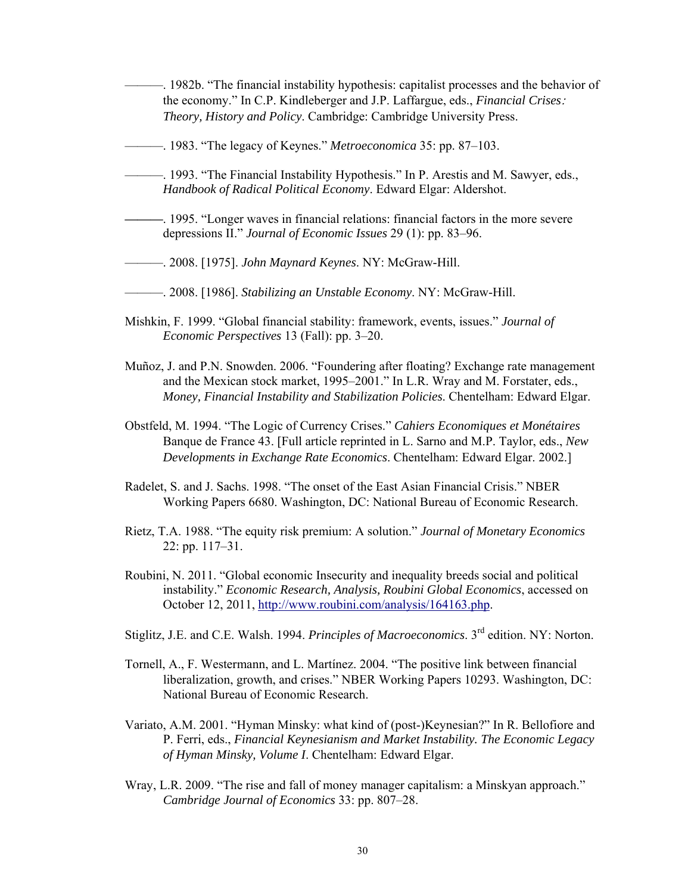———. 1982b. “The financial instability hypothesis: capitalist processes and the behavior of the economy.” In C.P. Kindleberger and J.P. Laffargue, eds., *Financial Crises: Theory, History and Policy*. Cambridge: Cambridge University Press.

———. 1983. “The legacy of Keynes.” *Metroeconomica* 35: pp. 87–103.

———. 1993. “The Financial Instability Hypothesis.” In P. Arestis and M. Sawyer, eds., *Handbook of Radical Political Economy*. Edward Elgar: Aldershot.

———. 1995. “Longer waves in financial relations: financial factors in the more severe depressions II.” *Journal of Economic Issues* 29 (1): pp. 83–96.

———. 2008. [1975]. *John Maynard Keynes*. NY: McGraw-Hill.

———. 2008. [1986]. *Stabilizing an Unstable Economy*. NY: McGraw-Hill.

Mishkin, F. 1999. “Global financial stability: framework, events, issues.” *Journal of Economic Perspectives* 13 (Fall): pp. 3–20.

Muñoz, J. and P.N. Snowden. 2006. “Foundering after floating? Exchange rate management and the Mexican stock market, 1995–2001.” In L.R. Wray and M. Forstater, eds., *Money, Financial Instability and Stabilization Policies*. Chentelham: Edward Elgar.

Obstfeld, M. 1994. “The Logic of Currency Crises.” *Cahiers Economiques et Monétaires* Banque de France 43. [Full article reprinted in L. Sarno and M.P. Taylor, eds., *New Developments in Exchange Rate Economics*. Chentelham: Edward Elgar. 2002.]

Radelet, S. and J. Sachs. 1998. “The onset of the East Asian Financial Crisis.” NBER Working Papers 6680. Washington, DC: National Bureau of Economic Research.

Rietz, T.A. 1988. “The equity risk premium: A solution.” *Journal of Monetary Economics* 22: pp. 117–31.

Roubini, N. 2011. “Global economic Insecurity and inequality breeds social and political instability.” *Economic Research, Analysis, Roubini Global Economics*, accessed on October 12, 2011, http://www.roubini.com/analysis/164163.php.

Stiglitz, J.E. and C.E. Walsh. 1994. *Principles of Macroeconomics*. 3rd edition. NY: Norton.

Tornell, A., F. Westermann, and L. Martínez. 2004. “The positive link between financial liberalization, growth, and crises.” NBER Working Papers 10293. Washington, DC: National Bureau of Economic Research.

Variato, A.M. 2001. “Hyman Minsky: what kind of (post-)Keynesian?” In R. Bellofiore and P. Ferri, eds., *Financial Keynesianism and Market Instability. The Economic Legacy of Hyman Minsky, Volume I*. Chentelham: Edward Elgar.

Wray, L.R. 2009. “The rise and fall of money manager capitalism: a Minskyan approach.” *Cambridge Journal of Economics* 33: pp. 807–28.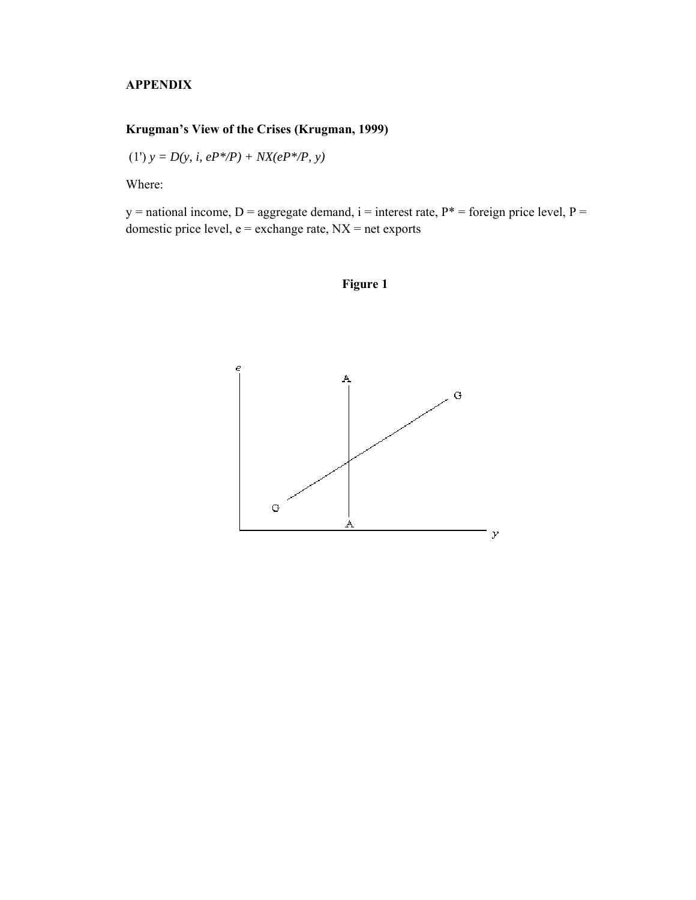## APPENDIX

### Krugman's View of the Crises (Krugman, 1999)

(1') $y = D(y, i, eP^*/P) + NX(eP^*/P, y)$

Where:

$y$ = national income, $D$ = aggregate demand, $i$ = interest rate, $P^*$ = foreign price level, $P$ = domestic price level, $e$ = exchange rate, $NX$ = net exports

**Figure 1**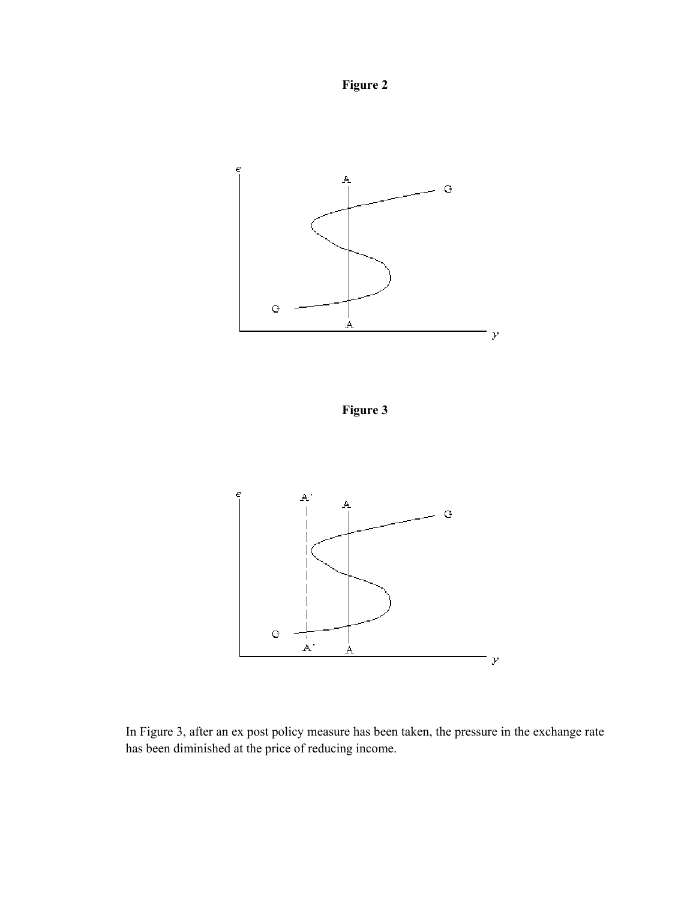**Figure 2**

e

A

G

G

A

y

**Figure 3**

e

A'

A

G

G

A'

A

y

In Figure 3, after an ex post policy measure has been taken, the pressure in the exchange rate has been diminished at the price of reducing income.